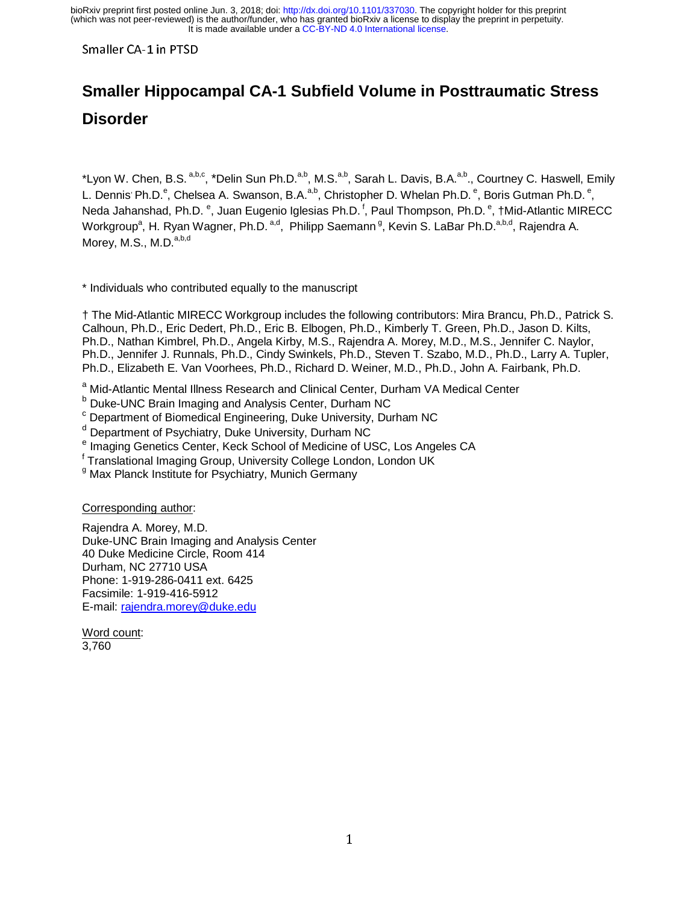# Smaller Hippocampal CA-1 Subfield Volume in Posttraumatic Stress Disorder

*Lyon W. Chen, B.S. [a,b,c], *Delin Sun Ph.D.[a,b], M.S.[a,b], Sarah L. Davis, B.A.[a,b]., Courtney C. Haswell, Emily L. Dennis Ph.D.[e], Chelsea A. Swanson, B.A.[a,b], Christopher D. Whelan Ph.D. [e], Boris Gutman Ph.D. [e], Neda Jahanshad, Ph.D. [e], Juan Eugenio Iglesias Ph.D. [f], Paul Thompson, Ph.D. [e], †Mid-Atlantic MIRECC Workgroup[a], H. Ryan Wagner, Ph.D. [a,d], Philipp Saemann [g], Kevin S. LaBar Ph.D.[a,b,d], Rajendra A. Morey, M.S., M.D.[a,b,d]

* Individuals who contributed equally to the manuscript

† The Mid-Atlantic MIRECC Workgroup includes the following contributors: Mira Brancu, Ph.D., Patrick S. Calhoun, Ph.D., Eric Dedert, Ph.D., Eric B. Elbogen, Ph.D., Kimberly T. Green, Ph.D., Jason D. Kilts, Ph.D., Nathan Kimbrel, Ph.D., Angela Kirby, M.S., Rajendra A. Morey, M.D., M.S., Jennifer C. Naylor, Ph.D., Jennifer J. Runnals, Ph.D., Cindy Swinkels, Ph.D., Steven T. Szabo, M.D., Ph.D., Larry A. Tupler, Ph.D., Elizabeth E. Van Voorhees, Ph.D., Richard D. Weiner, M.D., Ph.D., John A. Fairbank, Ph.D.

[a] Mid-Atlantic Mental Illness Research and Clinical Center, Durham VA Medical Center
[b] Duke-UNC Brain Imaging and Analysis Center, Durham NC
[c] Department of Biomedical Engineering, Duke University, Durham NC
[d] Department of Psychiatry, Duke University, Durham NC
[e] Imaging Genetics Center, Keck School of Medicine of USC, Los Angeles CA
[f] Translational Imaging Group, University College London, London UK
[g] Max Planck Institute for Psychiatry, Munich Germany

Corresponding author:

Rajendra A. Morey, M.D.
Duke-UNC Brain Imaging and Analysis Center
40 Duke Medicine Circle, Room 414
Durham, NC 27710 USA
Phone: 1-919-286-0411 ext. 6425
Facsimile: 1-919-416-5912
E-mail: rajendra.morey@duke.edu

Word count:
3,760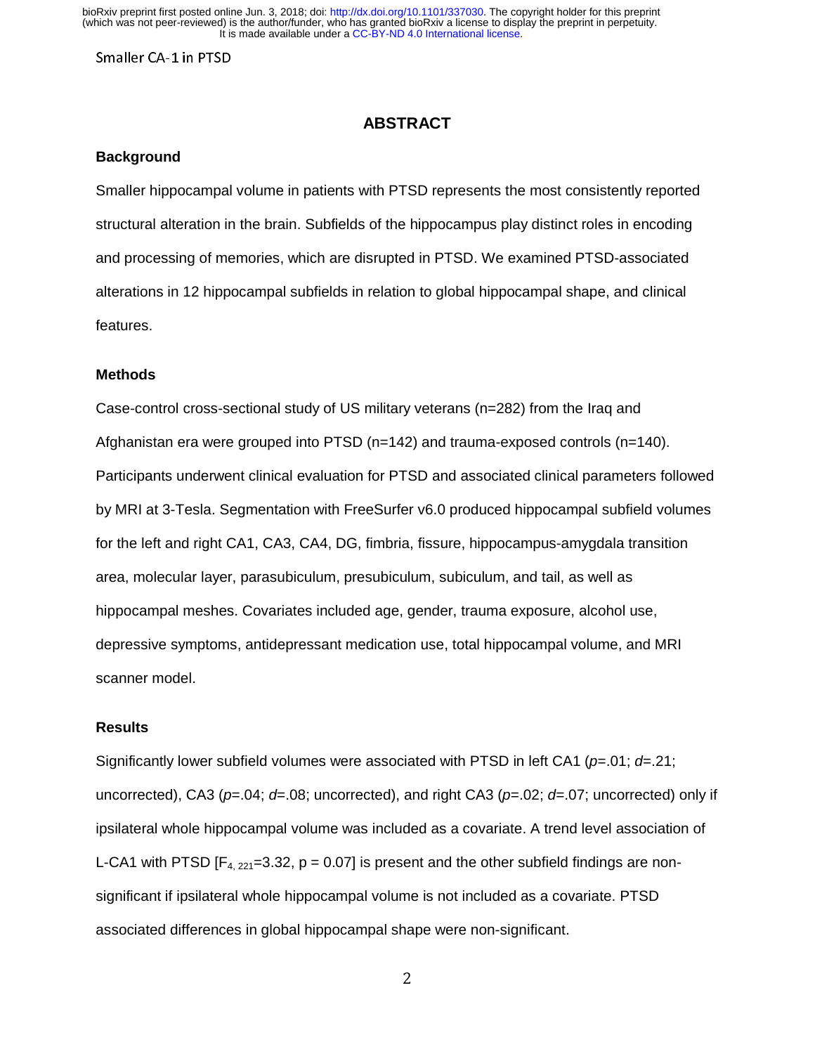## ABSTRACT

### Background

Smaller hippocampal volume in patients with PTSD represents the most consistently reported structural alteration in the brain. Subfields of the hippocampus play distinct roles in encoding and processing of memories, which are disrupted in PTSD. We examined PTSD-associated alterations in 12 hippocampal subfields in relation to global hippocampal shape, and clinical features.

### Methods

Case-control cross-sectional study of US military veterans (n=282) from the Iraq and Afghanistan era were grouped into PTSD (n=142) and trauma-exposed controls (n=140). Participants underwent clinical evaluation for PTSD and associated clinical parameters followed by MRI at 3-Tesla. Segmentation with FreeSurfer v6.0 produced hippocampal subfield volumes for the left and right CA1, CA3, CA4, DG, fimbria, fissure, hippocampus-amygdala transition area, molecular layer, parasubiculum, presubiculum, subiculum, and tail, as well as hippocampal meshes. Covariates included age, gender, trauma exposure, alcohol use, depressive symptoms, antidepressant medication use, total hippocampal volume, and MRI scanner model.

### Results

Significantly lower subfield volumes were associated with PTSD in left CA1 ($p$=.01; $d$=.21; uncorrected), CA3 ($p$=.04; $d$=.08; uncorrected), and right CA3 ($p$=.02; $d$=.07; uncorrected) only if ipsilateral whole hippocampal volume was included as a covariate. A trend level association of L-CA1 with PTSD [$F_{4, 221}$=3.32, p = 0.07] is present and the other subfield findings are non-significant if ipsilateral whole hippocampal volume is not included as a covariate. PTSD associated differences in global hippocampal shape were non-significant.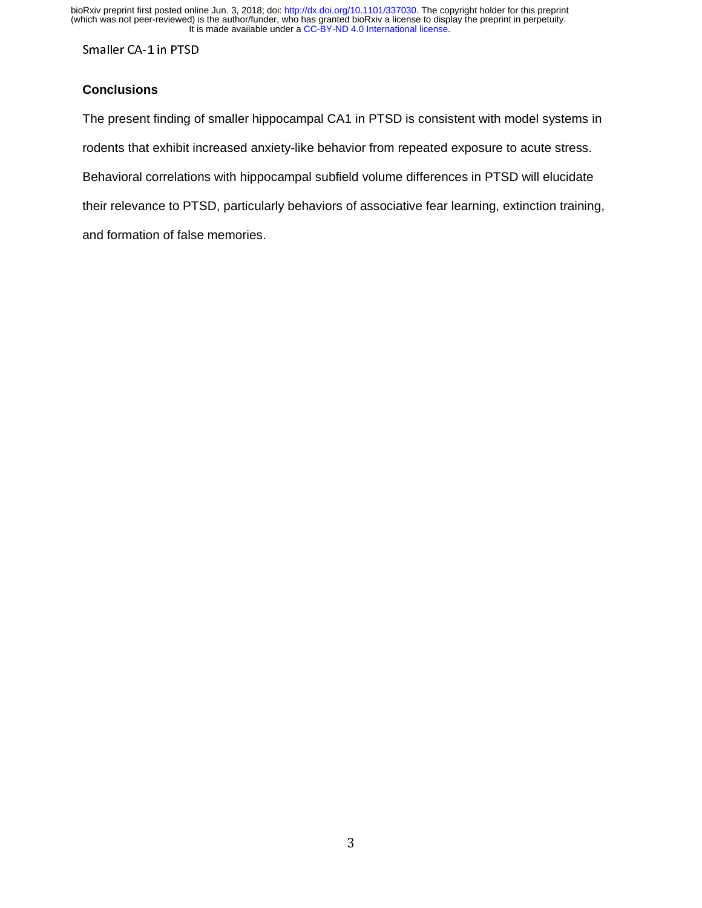## Conclusions

The present finding of smaller hippocampal CA1 in PTSD is consistent with model systems in rodents that exhibit increased anxiety-like behavior from repeated exposure to acute stress. Behavioral correlations with hippocampal subfield volume differences in PTSD will elucidate their relevance to PTSD, particularly behaviors of associative fear learning, extinction training, and formation of false memories.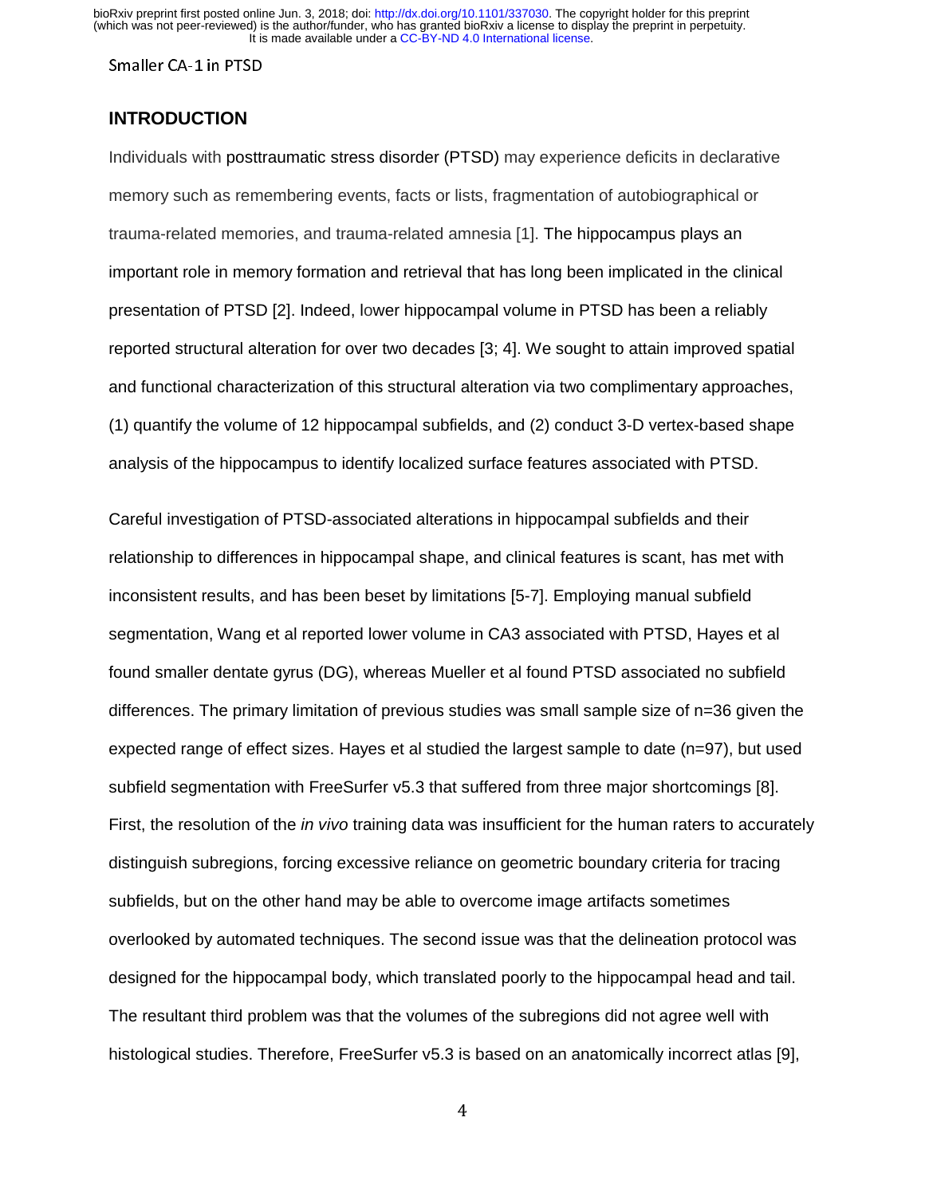## INTRODUCTION

Individuals with posttraumatic stress disorder (PTSD) may experience deficits in declarative memory such as remembering events, facts or lists, fragmentation of autobiographical or trauma-related memories, and trauma-related amnesia [1]. The hippocampus plays an important role in memory formation and retrieval that has long been implicated in the clinical presentation of PTSD [2]. Indeed, lower hippocampal volume in PTSD has been a reliably reported structural alteration for over two decades [3; 4]. We sought to attain improved spatial and functional characterization of this structural alteration via two complimentary approaches, (1) quantify the volume of 12 hippocampal subfields, and (2) conduct 3-D vertex-based shape analysis of the hippocampus to identify localized surface features associated with PTSD.

Careful investigation of PTSD-associated alterations in hippocampal subfields and their relationship to differences in hippocampal shape, and clinical features is scant, has met with inconsistent results, and has been beset by limitations [5-7]. Employing manual subfield segmentation, Wang et al reported lower volume in CA3 associated with PTSD, Hayes et al found smaller dentate gyrus (DG), whereas Mueller et al found PTSD associated no subfield differences. The primary limitation of previous studies was small sample size of n=36 given the expected range of effect sizes. Hayes et al studied the largest sample to date (n=97), but used subfield segmentation with FreeSurfer v5.3 that suffered from three major shortcomings [8]. First, the resolution of the *in vivo* training data was insufficient for the human raters to accurately distinguish subregions, forcing excessive reliance on geometric boundary criteria for tracing subfields, but on the other hand may be able to overcome image artifacts sometimes overlooked by automated techniques. The second issue was that the delineation protocol was designed for the hippocampal body, which translated poorly to the hippocampal head and tail. The resultant third problem was that the volumes of the subregions did not agree well with histological studies. Therefore, FreeSurfer v5.3 is based on an anatomically incorrect atlas [9],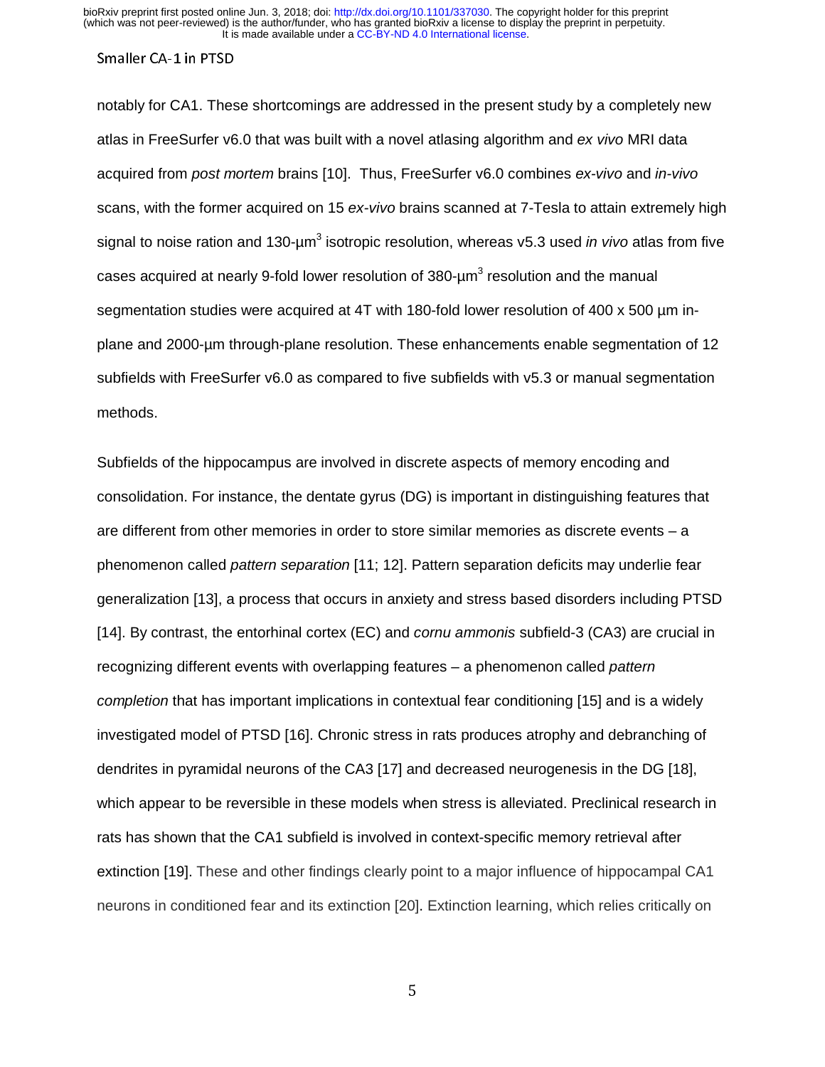notably for CA1. These shortcomings are addressed in the present study by a completely new atlas in FreeSurfer v6.0 that was built with a novel atlasing algorithm and *ex vivo* MRI data acquired from *post mortem* brains [10]. Thus, FreeSurfer v6.0 combines *ex-vivo* and *in-vivo* scans, with the former acquired on 15 *ex-vivo* brains scanned at 7-Tesla to attain extremely high signal to noise ration and 130-µm$^3$ isotropic resolution, whereas v5.3 used *in vivo* atlas from five cases acquired at nearly 9-fold lower resolution of 380-µm$^3$ resolution and the manual segmentation studies were acquired at 4T with 180-fold lower resolution of 400 x 500 µm in-plane and 2000-µm through-plane resolution. These enhancements enable segmentation of 12 subfields with FreeSurfer v6.0 as compared to five subfields with v5.3 or manual segmentation methods.

Subfields of the hippocampus are involved in discrete aspects of memory encoding and consolidation. For instance, the dentate gyrus (DG) is important in distinguishing features that are different from other memories in order to store similar memories as discrete events – a phenomenon called *pattern separation* [11; 12]. Pattern separation deficits may underlie fear generalization [13], a process that occurs in anxiety and stress based disorders including PTSD [14]. By contrast, the entorhinal cortex (EC) and *cornu ammonis* subfield-3 (CA3) are crucial in recognizing different events with overlapping features – a phenomenon called *pattern completion* that has important implications in contextual fear conditioning [15] and is a widely investigated model of PTSD [16]. Chronic stress in rats produces atrophy and debranching of dendrites in pyramidal neurons of the CA3 [17] and decreased neurogenesis in the DG [18], which appear to be reversible in these models when stress is alleviated. Preclinical research in rats has shown that the CA1 subfield is involved in context-specific memory retrieval after extinction [19]. These and other findings clearly point to a major influence of hippocampal CA1 neurons in conditioned fear and its extinction [20]. Extinction learning, which relies critically on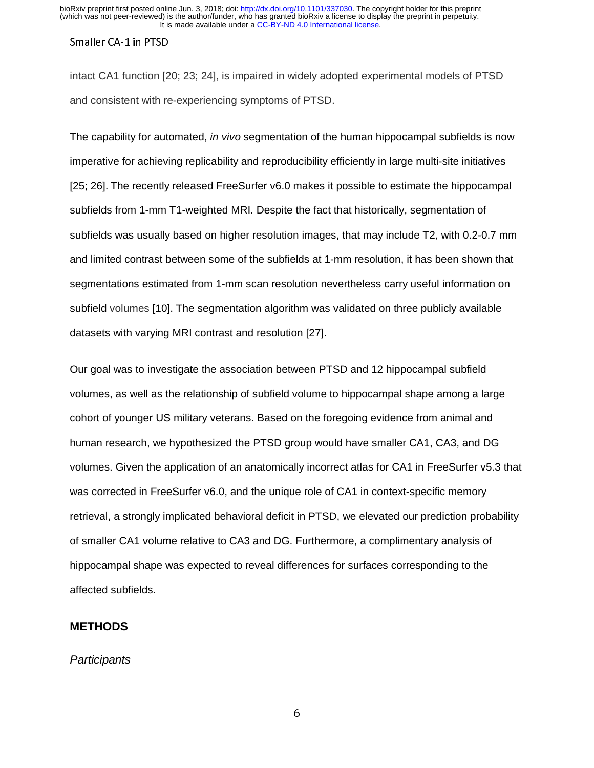intact CA1 function [20; 23; 24], is impaired in widely adopted experimental models of PTSD and consistent with re-experiencing symptoms of PTSD.

The capability for automated, *in vivo* segmentation of the human hippocampal subfields is now imperative for achieving replicability and reproducibility efficiently in large multi-site initiatives [25; 26]. The recently released FreeSurfer v6.0 makes it possible to estimate the hippocampal subfields from 1-mm T1-weighted MRI. Despite the fact that historically, segmentation of subfields was usually based on higher resolution images, that may include T2, with 0.2-0.7 mm and limited contrast between some of the subfields at 1-mm resolution, it has been shown that segmentations estimated from 1-mm scan resolution nevertheless carry useful information on subfield volumes [10]. The segmentation algorithm was validated on three publicly available datasets with varying MRI contrast and resolution [27].

Our goal was to investigate the association between PTSD and 12 hippocampal subfield volumes, as well as the relationship of subfield volume to hippocampal shape among a large cohort of younger US military veterans. Based on the foregoing evidence from animal and human research, we hypothesized the PTSD group would have smaller CA1, CA3, and DG volumes. Given the application of an anatomically incorrect atlas for CA1 in FreeSurfer v5.3 that was corrected in FreeSurfer v6.0, and the unique role of CA1 in context-specific memory retrieval, a strongly implicated behavioral deficit in PTSD, we elevated our prediction probability of smaller CA1 volume relative to CA3 and DG. Furthermore, a complimentary analysis of hippocampal shape was expected to reveal differences for surfaces corresponding to the affected subfields.

## METHODS

### *Participants*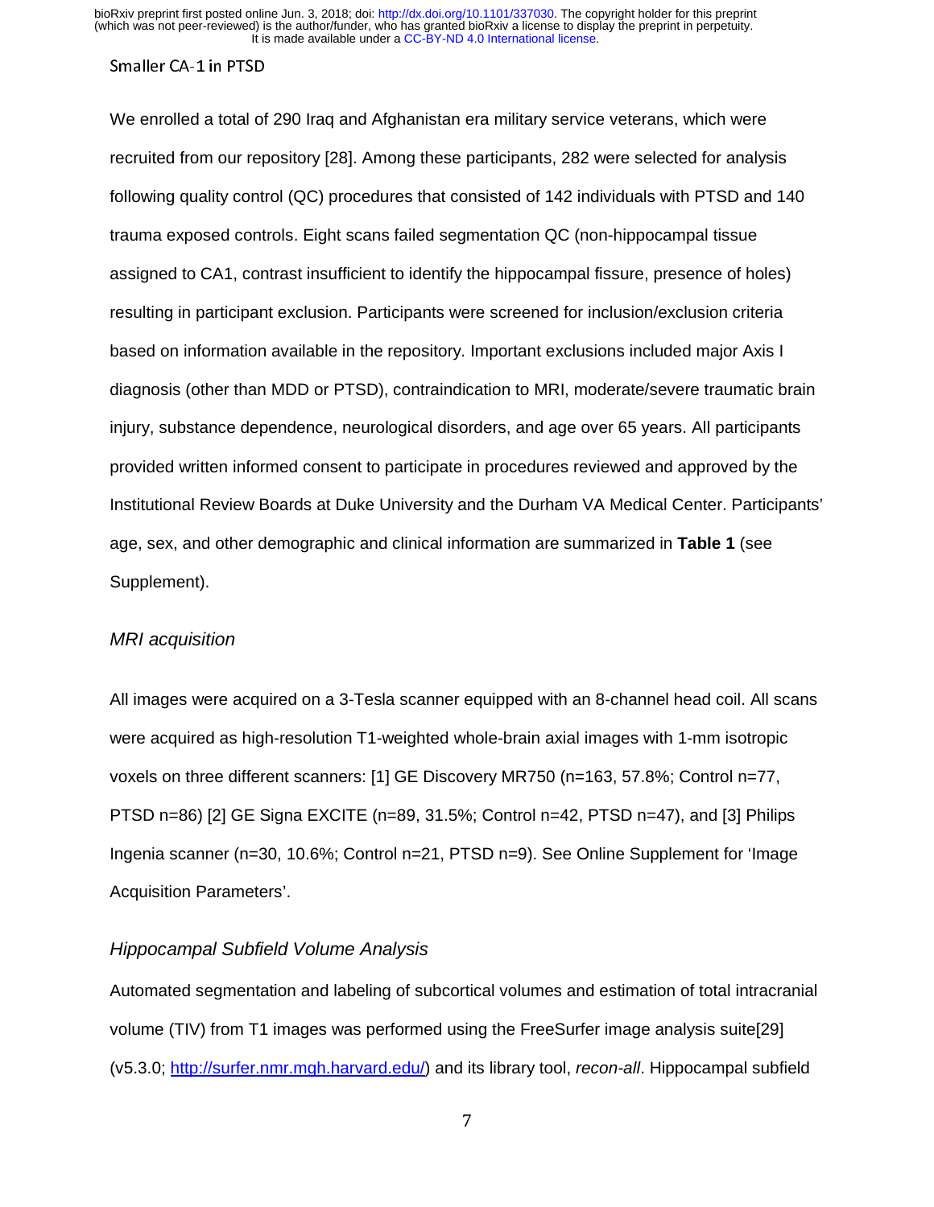We enrolled a total of 290 Iraq and Afghanistan era military service veterans, which were recruited from our repository [28]. Among these participants, 282 were selected for analysis following quality control (QC) procedures that consisted of 142 individuals with PTSD and 140 trauma exposed controls. Eight scans failed segmentation QC (non-hippocampal tissue assigned to CA1, contrast insufficient to identify the hippocampal fissure, presence of holes) resulting in participant exclusion. Participants were screened for inclusion/exclusion criteria based on information available in the repository. Important exclusions included major Axis I diagnosis (other than MDD or PTSD), contraindication to MRI, moderate/severe traumatic brain injury, substance dependence, neurological disorders, and age over 65 years. All participants provided written informed consent to participate in procedures reviewed and approved by the Institutional Review Boards at Duke University and the Durham VA Medical Center. Participants' age, sex, and other demographic and clinical information are summarized in **Table 1** (see Supplement).

### *MRI acquisition*

All images were acquired on a 3-Tesla scanner equipped with an 8-channel head coil. All scans were acquired as high-resolution T1-weighted whole-brain axial images with 1-mm isotropic voxels on three different scanners: [1] GE Discovery MR750 (n=163, 57.8%; Control n=77, PTSD n=86) [2] GE Signa EXCITE (n=89, 31.5%; Control n=42, PTSD n=47), and [3] Philips Ingenia scanner (n=30, 10.6%; Control n=21, PTSD n=9). See Online Supplement for 'Image Acquisition Parameters'.

### *Hippocampal Subfield Volume Analysis*

Automated segmentation and labeling of subcortical volumes and estimation of total intracranial volume (TIV) from T1 images was performed using the FreeSurfer image analysis suite[29] (v5.3.0; http://surfer.nmr.mgh.harvard.edu/) and its library tool, *recon-all*. Hippocampal subfield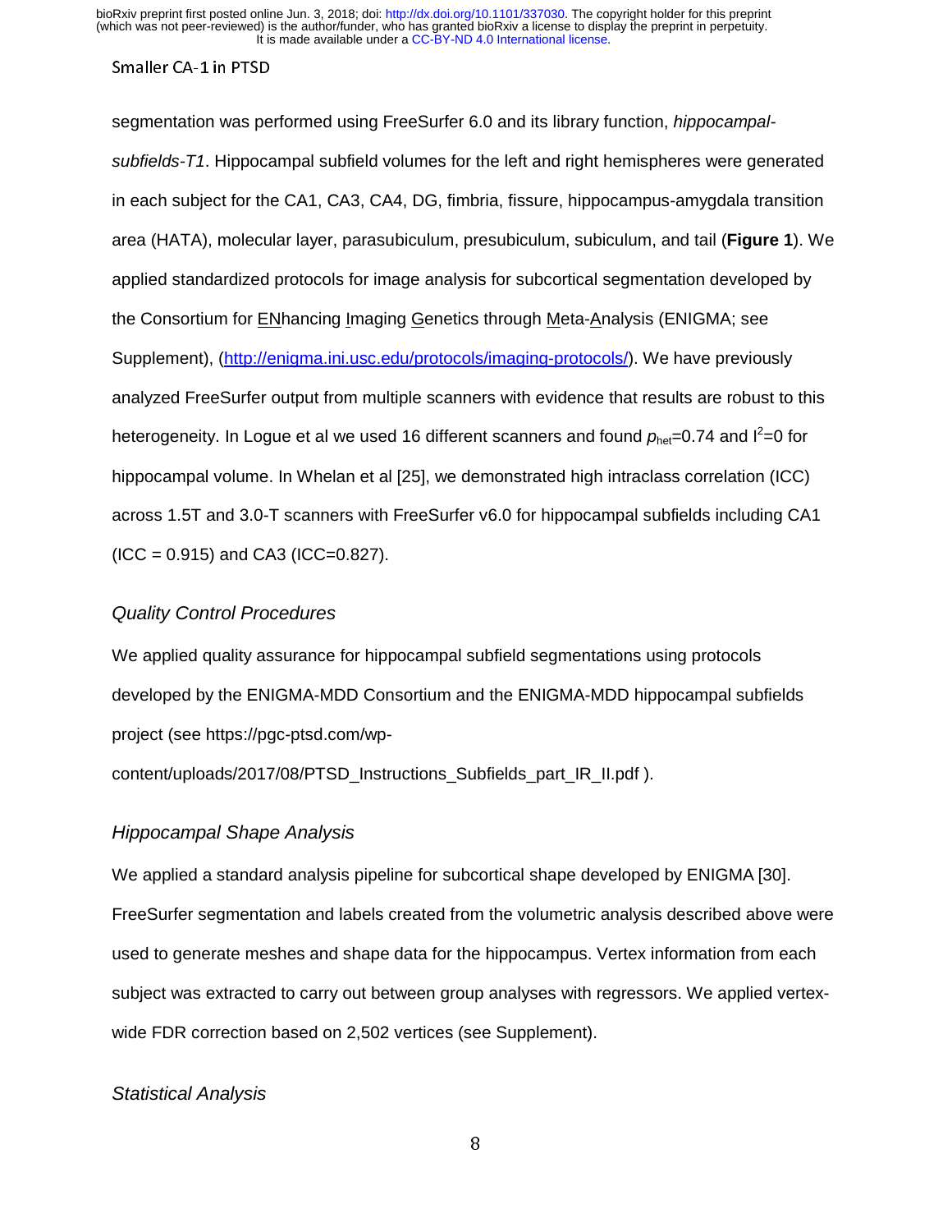segmentation was performed using FreeSurfer 6.0 and its library function, *hippocampal-subfields-T1*. Hippocampal subfield volumes for the left and right hemispheres were generated in each subject for the CA1, CA3, CA4, DG, fimbria, fissure, hippocampus-amygdala transition area (HATA), molecular layer, parasubiculum, presubiculum, subiculum, and tail (**Figure 1**). We applied standardized protocols for image analysis for subcortical segmentation developed by the Consortium for ENhancing Imaging Genetics through Meta-Analysis (ENIGMA; see Supplement), (http://enigma.ini.usc.edu/protocols/imaging-protocols/). We have previously analyzed FreeSurfer output from multiple scanners with evidence that results are robust to this heterogeneity. In Logue et al we used 16 different scanners and found $p_{het}$=0.74 and $I^2$=0 for hippocampal volume. In Whelan et al [25], we demonstrated high intraclass correlation (ICC) across 1.5T and 3.0-T scanners with FreeSurfer v6.0 for hippocampal subfields including CA1 (ICC = 0.915) and CA3 (ICC=0.827).

### *Quality Control Procedures*

We applied quality assurance for hippocampal subfield segmentations using protocols developed by the ENIGMA-MDD Consortium and the ENIGMA-MDD hippocampal subfields project (see https://pgc-ptsd.com/wp-content/uploads/2017/08/PTSD_Instructions_Subfields_part_IR_II.pdf ).

### *Hippocampal Shape Analysis*

We applied a standard analysis pipeline for subcortical shape developed by ENIGMA [30]. FreeSurfer segmentation and labels created from the volumetric analysis described above were used to generate meshes and shape data for the hippocampus. Vertex information from each subject was extracted to carry out between group analyses with regressors. We applied vertex-wide FDR correction based on 2,502 vertices (see Supplement).

### *Statistical Analysis*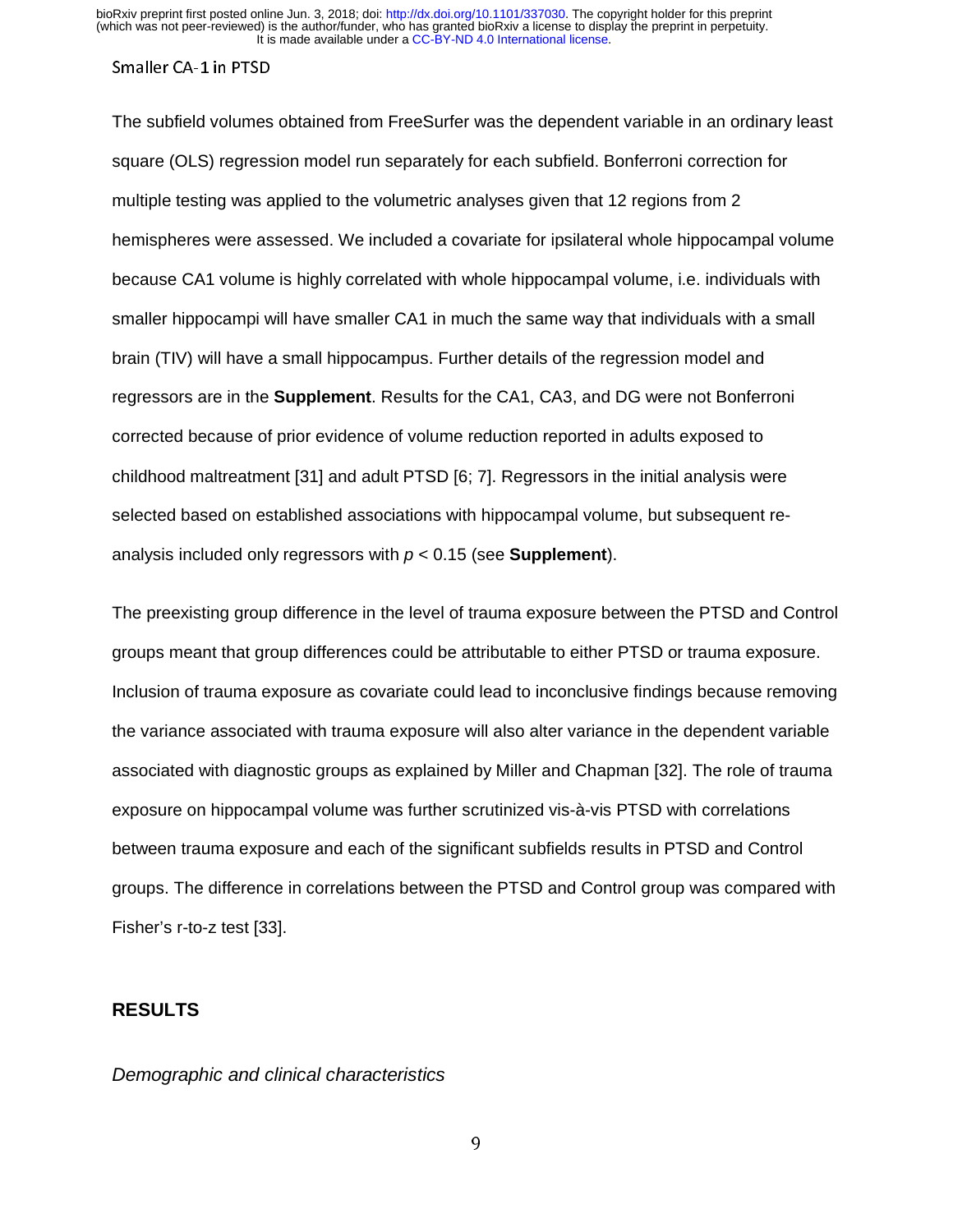The subfield volumes obtained from FreeSurfer was the dependent variable in an ordinary least square (OLS) regression model run separately for each subfield. Bonferroni correction for multiple testing was applied to the volumetric analyses given that 12 regions from 2 hemispheres were assessed. We included a covariate for ipsilateral whole hippocampal volume because CA1 volume is highly correlated with whole hippocampal volume, i.e. individuals with smaller hippocampi will have smaller CA1 in much the same way that individuals with a small brain (TIV) will have a small hippocampus. Further details of the regression model and regressors are in the **Supplement**. Results for the CA1, CA3, and DG were not Bonferroni corrected because of prior evidence of volume reduction reported in adults exposed to childhood maltreatment [31] and adult PTSD [6; 7]. Regressors in the initial analysis were selected based on established associations with hippocampal volume, but subsequent re-analysis included only regressors with $p < 0.15$ (see **Supplement**).

The preexisting group difference in the level of trauma exposure between the PTSD and Control groups meant that group differences could be attributable to either PTSD or trauma exposure. Inclusion of trauma exposure as covariate could lead to inconclusive findings because removing the variance associated with trauma exposure will also alter variance in the dependent variable associated with diagnostic groups as explained by Miller and Chapman [32]. The role of trauma exposure on hippocampal volume was further scrutinized vis-à-vis PTSD with correlations between trauma exposure and each of the significant subfields results in PTSD and Control groups. The difference in correlations between the PTSD and Control group was compared with Fisher's r-to-z test [33].

## RESULTS

### *Demographic and clinical characteristics*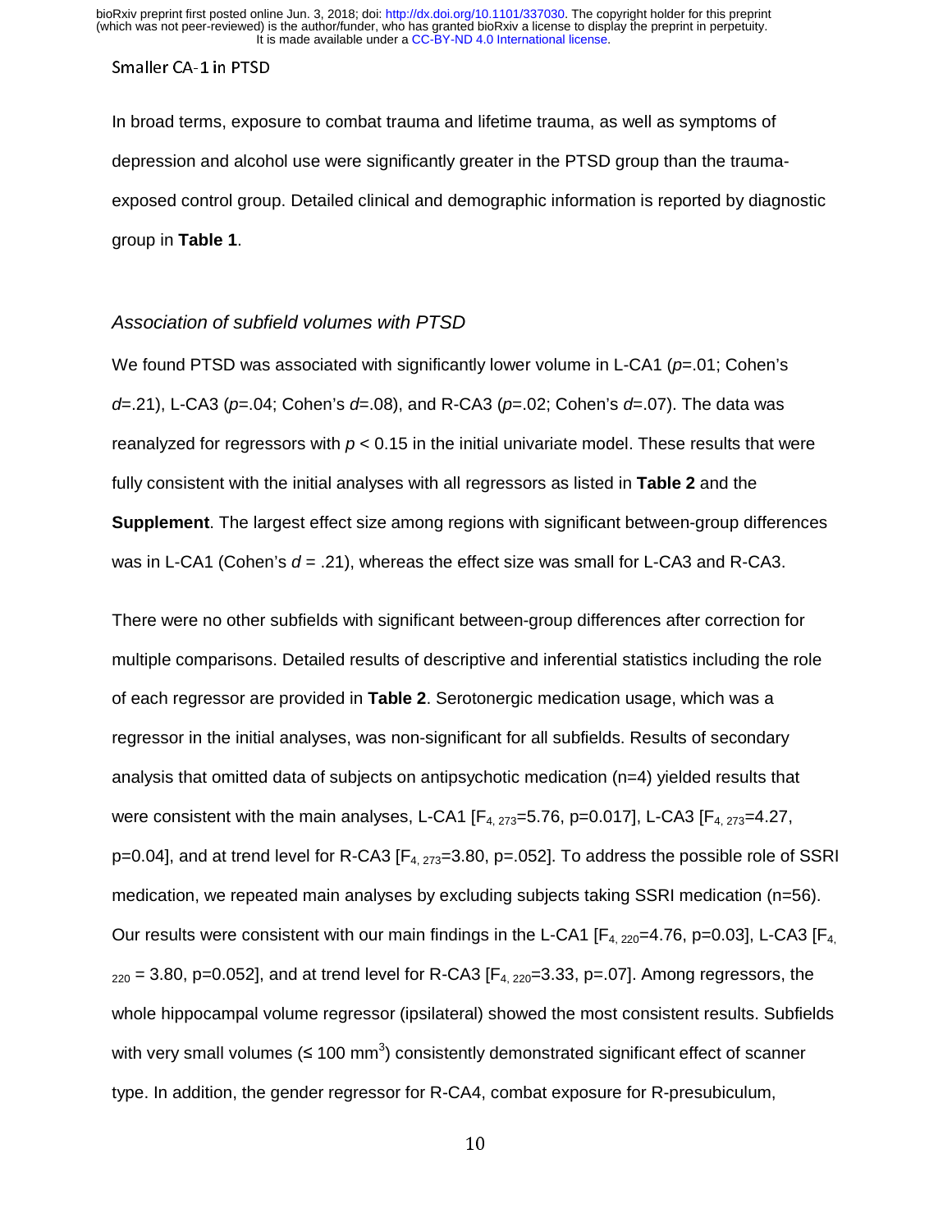In broad terms, exposure to combat trauma and lifetime trauma, as well as symptoms of depression and alcohol use were significantly greater in the PTSD group than the trauma-exposed control group. Detailed clinical and demographic information is reported by diagnostic group in **Table 1**.

### *Association of subfield volumes with PTSD*

We found PTSD was associated with significantly lower volume in L-CA1 ($p$=.01; Cohen's $d$=.21), L-CA3 ($p$=.04; Cohen's $d$=.08), and R-CA3 ($p$=.02; Cohen's $d$=.07). The data was reanalyzed for regressors with $p < 0.15$ in the initial univariate model. These results that were fully consistent with the initial analyses with all regressors as listed in **Table 2** and the **Supplement**. The largest effect size among regions with significant between-group differences was in L-CA1 (Cohen's $d$ = .21), whereas the effect size was small for L-CA3 and R-CA3.

There were no other subfields with significant between-group differences after correction for multiple comparisons. Detailed results of descriptive and inferential statistics including the role of each regressor are provided in **Table 2**. Serotonergic medication usage, which was a regressor in the initial analyses, was non-significant for all subfields. Results of secondary analysis that omitted data of subjects on antipsychotic medication (n=4) yielded results that were consistent with the main analyses, L-CA1 [$F_{4, 273}$=5.76, p=0.017], L-CA3 [$F_{4, 273}$=4.27, p=0.04], and at trend level for R-CA3 [$F_{4, 273}$=3.80, p=.052]. To address the possible role of SSRI medication, we repeated main analyses by excluding subjects taking SSRI medication (n=56). Our results were consistent with our main findings in the L-CA1 [$F_{4, 220}$=4.76, p=0.03], L-CA3 [$F_{4, 220}$ = 3.80, p=0.052], and at trend level for R-CA3 [$F_{4, 220}$=3.33, p=.07]. Among regressors, the whole hippocampal volume regressor (ipsilateral) showed the most consistent results. Subfields with very small volumes (≤ 100 $mm^3$) consistently demonstrated significant effect of scanner type. In addition, the gender regressor for R-CA4, combat exposure for R-presubiculum,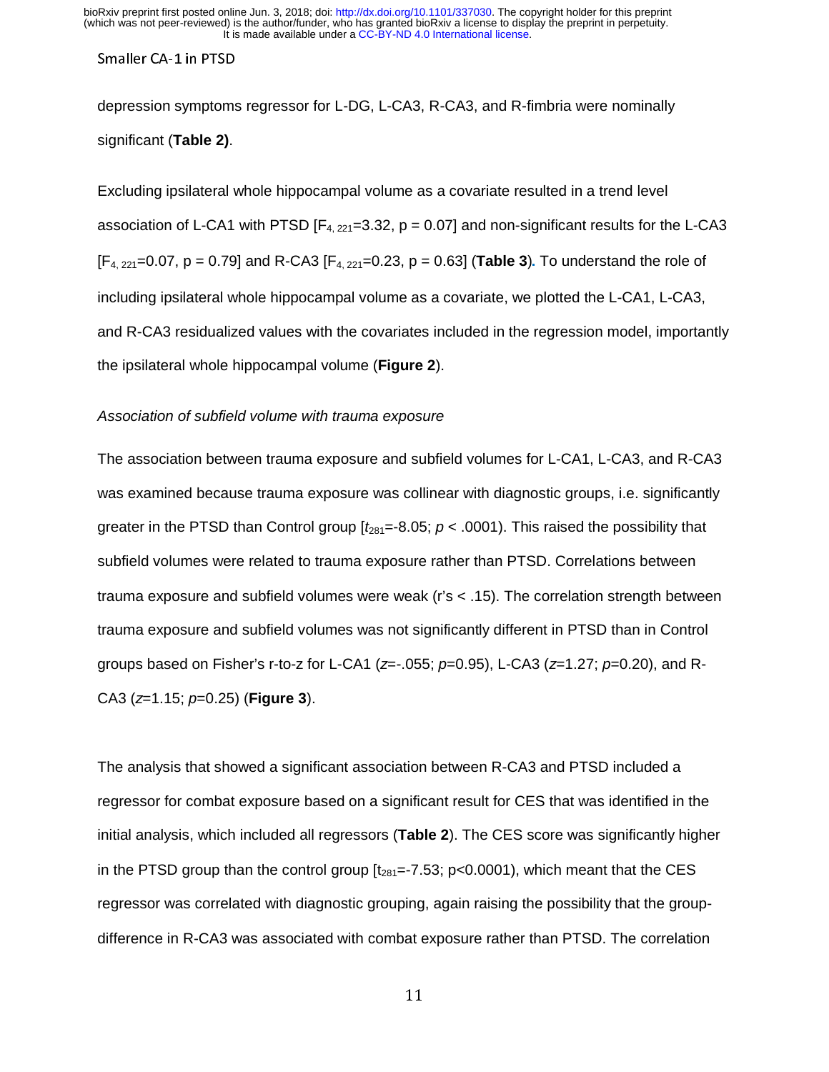depression symptoms regressor for L-DG, L-CA3, R-CA3, and R-fimbria were nominally significant (**Table 2)**.

Excluding ipsilateral whole hippocampal volume as a covariate resulted in a trend level association of L-CA1 with PTSD [$F_{4, 221}$=3.32, p = 0.07] and non-significant results for the L-CA3 [$F_{4, 221}$=0.07, p = 0.79] and R-CA3 [$F_{4, 221}$=0.23, p = 0.63] (**Table 3**). To understand the role of including ipsilateral whole hippocampal volume as a covariate, we plotted the L-CA1, L-CA3, and R-CA3 residualized values with the covariates included in the regression model, importantly the ipsilateral whole hippocampal volume (**Figure 2**).

*Association of subfield volume with trauma exposure*

The association between trauma exposure and subfield volumes for L-CA1, L-CA3, and R-CA3 was examined because trauma exposure was collinear with diagnostic groups, i.e. significantly greater in the PTSD than Control group [$t_{281}$=-8.05; $p$ < .0001). This raised the possibility that subfield volumes were related to trauma exposure rather than PTSD. Correlations between trauma exposure and subfield volumes were weak (r's < .15). The correlation strength between trauma exposure and subfield volumes was not significantly different in PTSD than in Control groups based on Fisher's r-to-z for L-CA1 ($z$=-.055; $p$=0.95), L-CA3 ($z$=1.27; $p$=0.20), and R-CA3 ($z$=1.15; $p$=0.25) (**Figure 3**).

The analysis that showed a significant association between R-CA3 and PTSD included a regressor for combat exposure based on a significant result for CES that was identified in the initial analysis, which included all regressors (**Table 2**). The CES score was significantly higher in the PTSD group than the control group [$t_{281}$=-7.53; p<0.0001), which meant that the CES regressor was correlated with diagnostic grouping, again raising the possibility that the group-difference in R-CA3 was associated with combat exposure rather than PTSD. The correlation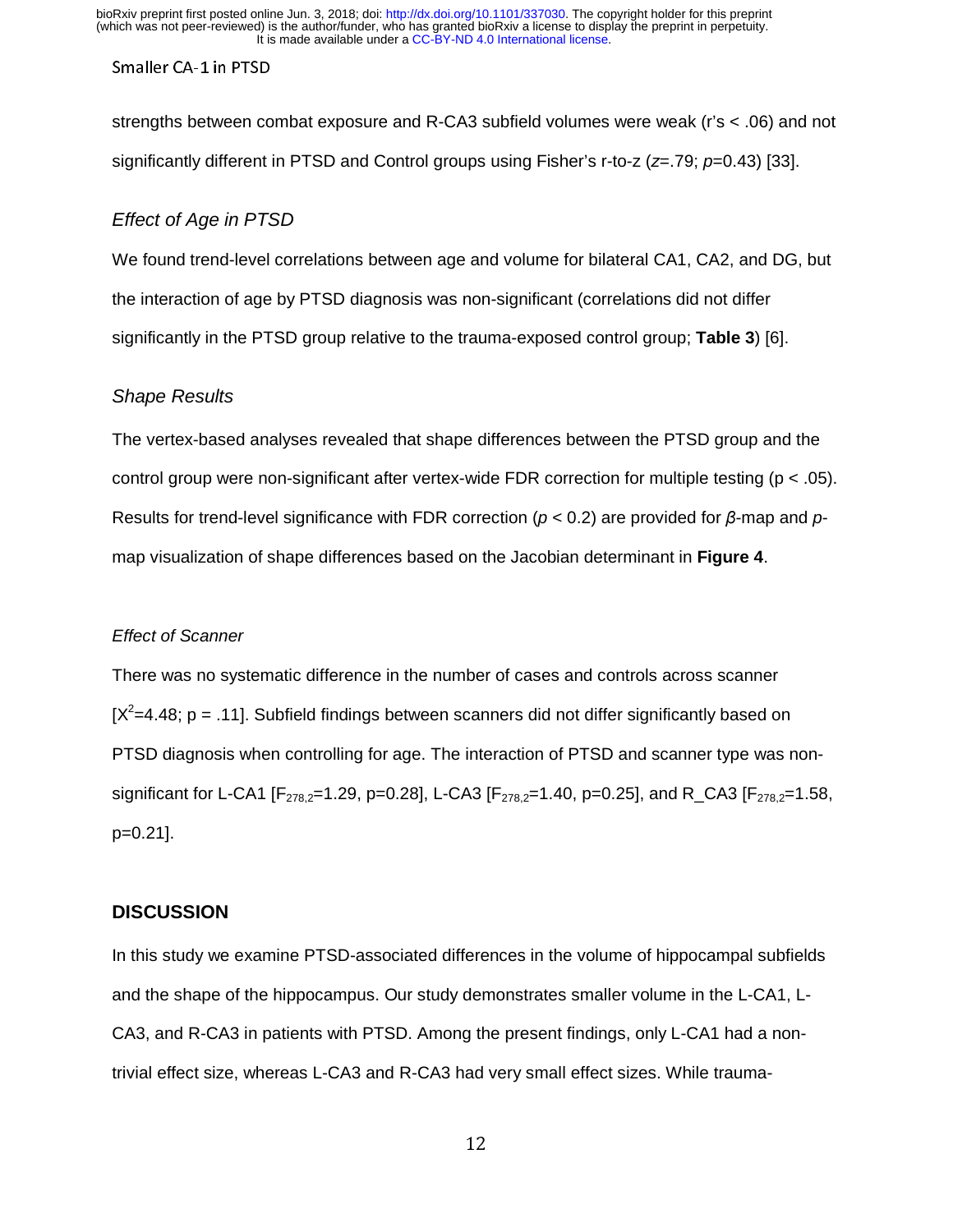strengths between combat exposure and R-CA3 subfield volumes were weak (r's < .06) and not significantly different in PTSD and Control groups using Fisher's r-to-z ($z$=.79; $p$=0.43) [33].

### *Effect of Age in PTSD*

We found trend-level correlations between age and volume for bilateral CA1, CA2, and DG, but the interaction of age by PTSD diagnosis was non-significant (correlations did not differ significantly in the PTSD group relative to the trauma-exposed control group; **Table 3**) [6].

### *Shape Results*

The vertex-based analyses revealed that shape differences between the PTSD group and the control group were non-significant after vertex-wide FDR correction for multiple testing ($p < .05$). Results for trend-level significance with FDR correction ($p < 0.2$) are provided for $\beta$-map and $p$-map visualization of shape differences based on the Jacobian determinant in **Figure 4**.

### *Effect of Scanner*

There was no systematic difference in the number of cases and controls across scanner [$X^2$=4.48; p = .11]. Subfield findings between scanners did not differ significantly based on PTSD diagnosis when controlling for age. The interaction of PTSD and scanner type was non-significant for L-CA1 [$F_{278,2}$=1.29, p=0.28], L-CA3 [$F_{278,2}$=1.40, p=0.25], and R_CA3 [$F_{278,2}$=1.58, p=0.21].

## DISCUSSION

In this study we examine PTSD-associated differences in the volume of hippocampal subfields and the shape of the hippocampus. Our study demonstrates smaller volume in the L-CA1, L-CA3, and R-CA3 in patients with PTSD. Among the present findings, only L-CA1 had a non-trivial effect size, whereas L-CA3 and R-CA3 had very small effect sizes. While trauma-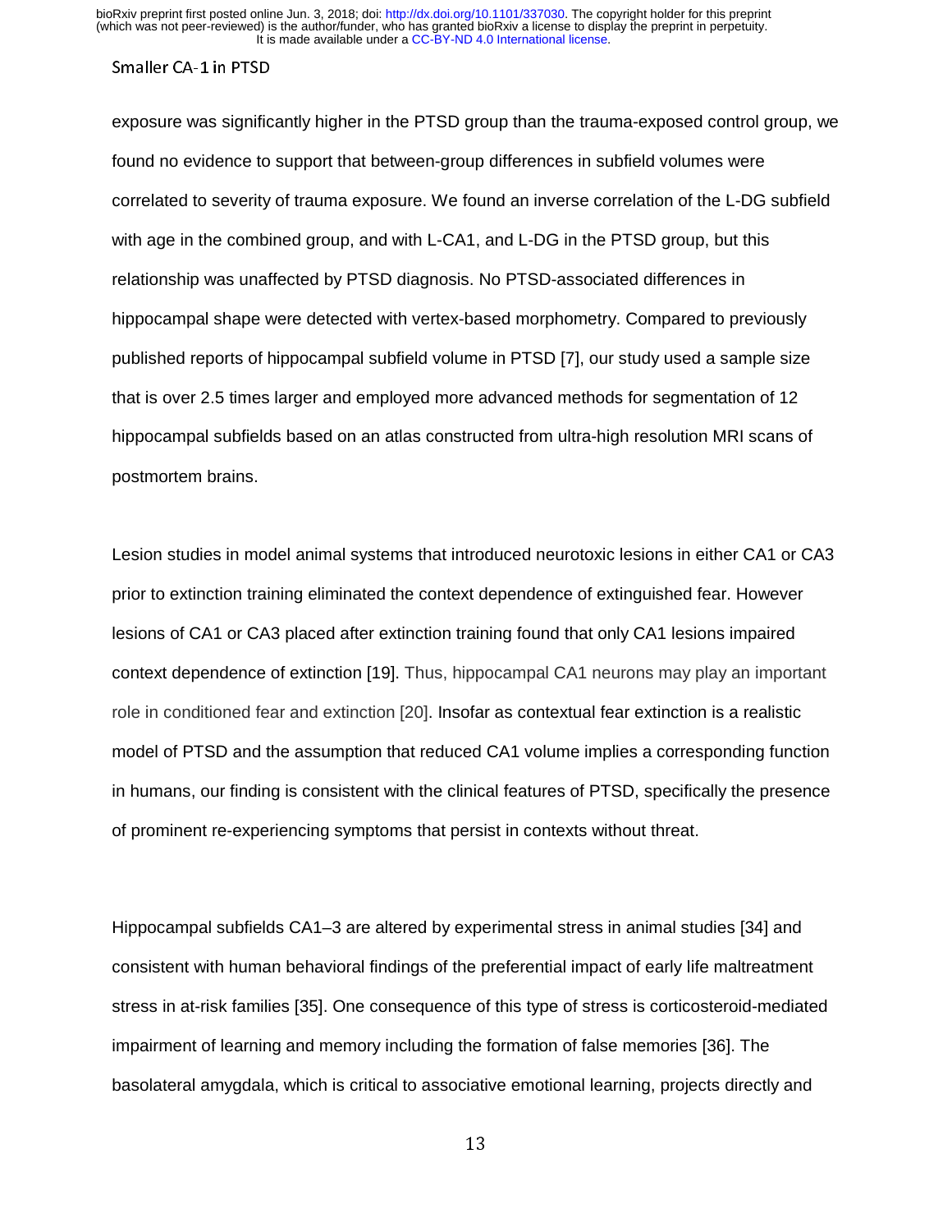exposure was significantly higher in the PTSD group than the trauma-exposed control group, we found no evidence to support that between-group differences in subfield volumes were correlated to severity of trauma exposure. We found an inverse correlation of the L-DG subfield with age in the combined group, and with L-CA1, and L-DG in the PTSD group, but this relationship was unaffected by PTSD diagnosis. No PTSD-associated differences in hippocampal shape were detected with vertex-based morphometry. Compared to previously published reports of hippocampal subfield volume in PTSD [7], our study used a sample size that is over 2.5 times larger and employed more advanced methods for segmentation of 12 hippocampal subfields based on an atlas constructed from ultra-high resolution MRI scans of postmortem brains.

Lesion studies in model animal systems that introduced neurotoxic lesions in either CA1 or CA3 prior to extinction training eliminated the context dependence of extinguished fear. However lesions of CA1 or CA3 placed after extinction training found that only CA1 lesions impaired context dependence of extinction [19]. Thus, hippocampal CA1 neurons may play an important role in conditioned fear and extinction [20]. Insofar as contextual fear extinction is a realistic model of PTSD and the assumption that reduced CA1 volume implies a corresponding function in humans, our finding is consistent with the clinical features of PTSD, specifically the presence of prominent re-experiencing symptoms that persist in contexts without threat.

Hippocampal subfields CA1–3 are altered by experimental stress in animal studies [34] and consistent with human behavioral findings of the preferential impact of early life maltreatment stress in at-risk families [35]. One consequence of this type of stress is corticosteroid-mediated impairment of learning and memory including the formation of false memories [36]. The basolateral amygdala, which is critical to associative emotional learning, projects directly and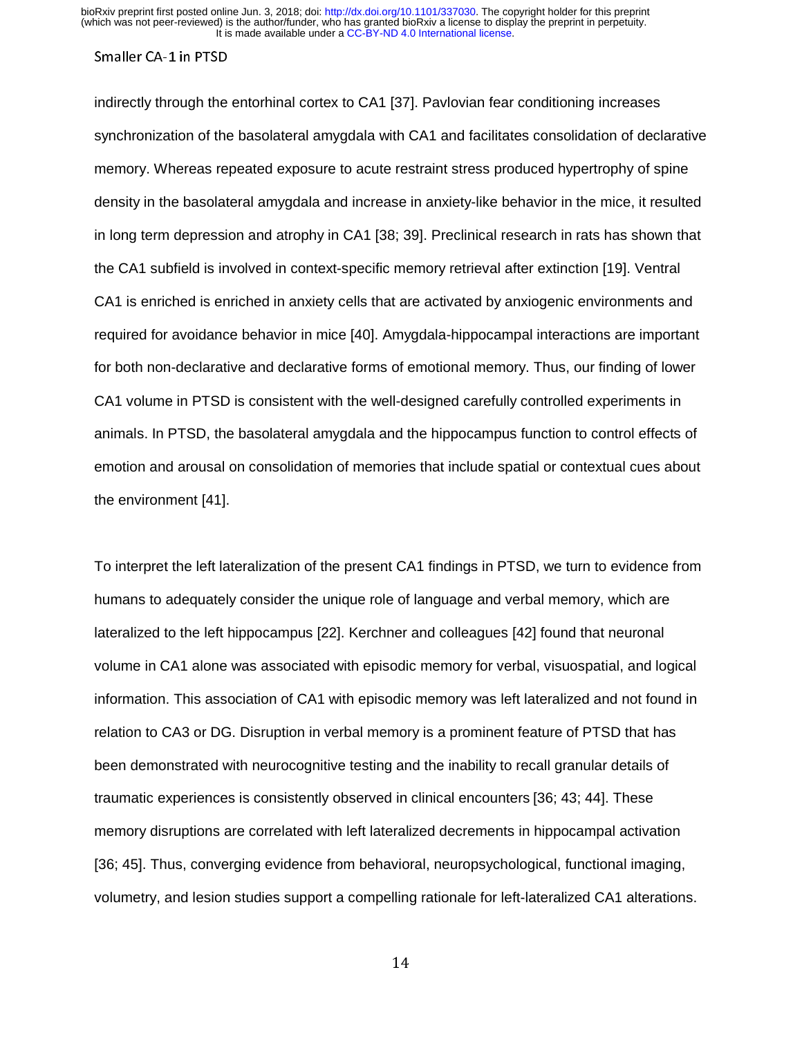indirectly through the entorhinal cortex to CA1 [37]. Pavlovian fear conditioning increases synchronization of the basolateral amygdala with CA1 and facilitates consolidation of declarative memory. Whereas repeated exposure to acute restraint stress produced hypertrophy of spine density in the basolateral amygdala and increase in anxiety-like behavior in the mice, it resulted in long term depression and atrophy in CA1 [38; 39]. Preclinical research in rats has shown that the CA1 subfield is involved in context-specific memory retrieval after extinction [19]. Ventral CA1 is enriched is enriched in anxiety cells that are activated by anxiogenic environments and required for avoidance behavior in mice [40]. Amygdala-hippocampal interactions are important for both non-declarative and declarative forms of emotional memory. Thus, our finding of lower CA1 volume in PTSD is consistent with the well-designed carefully controlled experiments in animals. In PTSD, the basolateral amygdala and the hippocampus function to control effects of emotion and arousal on consolidation of memories that include spatial or contextual cues about the environment [41].

To interpret the left lateralization of the present CA1 findings in PTSD, we turn to evidence from humans to adequately consider the unique role of language and verbal memory, which are lateralized to the left hippocampus [22]. Kerchner and colleagues [42] found that neuronal volume in CA1 alone was associated with episodic memory for verbal, visuospatial, and logical information. This association of CA1 with episodic memory was left lateralized and not found in relation to CA3 or DG. Disruption in verbal memory is a prominent feature of PTSD that has been demonstrated with neurocognitive testing and the inability to recall granular details of traumatic experiences is consistently observed in clinical encounters [36; 43; 44]. These memory disruptions are correlated with left lateralized decrements in hippocampal activation [36; 45]. Thus, converging evidence from behavioral, neuropsychological, functional imaging, volumetry, and lesion studies support a compelling rationale for left-lateralized CA1 alterations.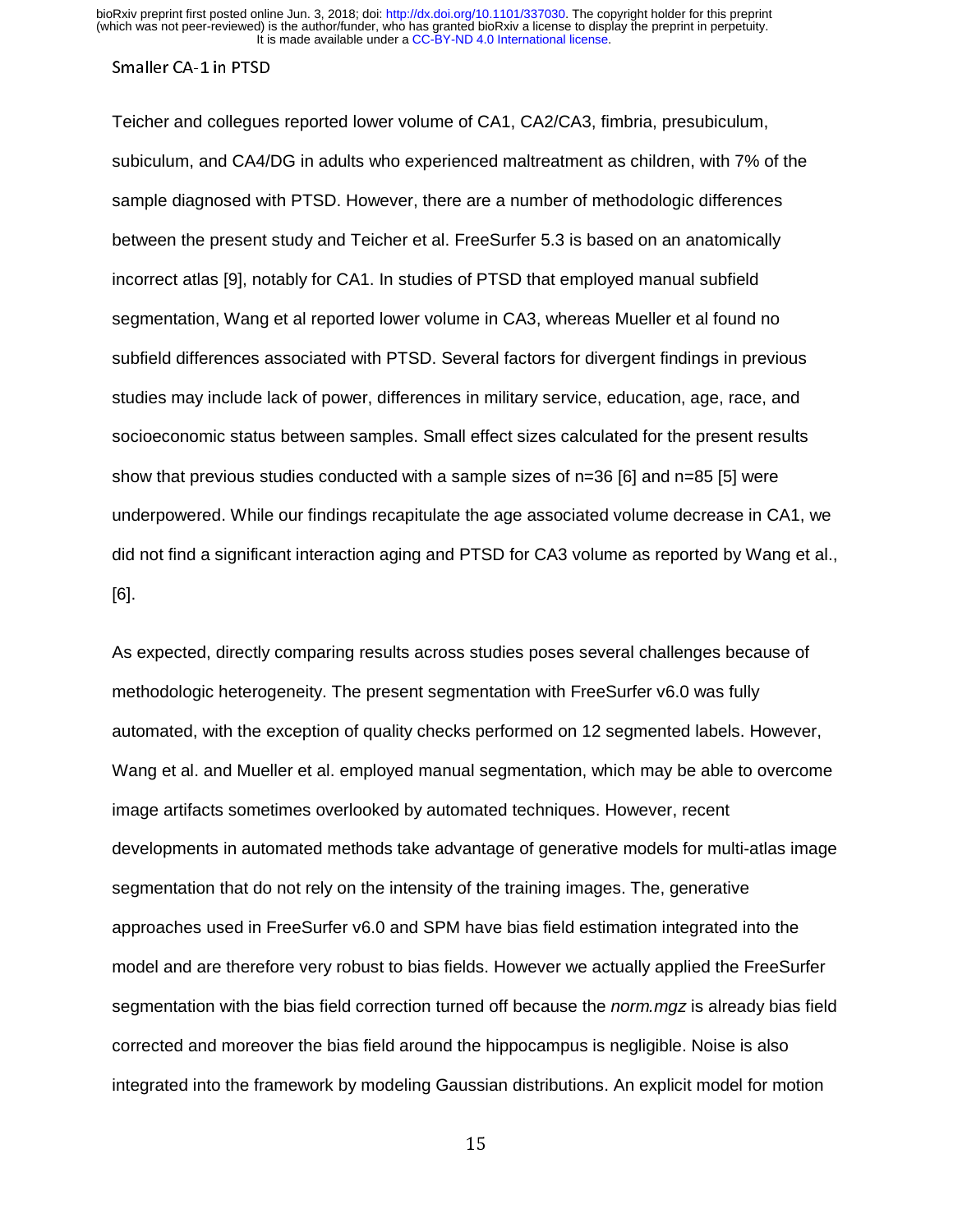## Smaller CA-1 in PTSD

Teicher and collegues reported lower volume of CA1, CA2/CA3, fimbria, presubiculum, subiculum, and CA4/DG in adults who experienced maltreatment as children, with 7% of the sample diagnosed with PTSD. However, there are a number of methodologic differences between the present study and Teicher et al. FreeSurfer 5.3 is based on an anatomically incorrect atlas [9], notably for CA1. In studies of PTSD that employed manual subfield segmentation, Wang et al reported lower volume in CA3, whereas Mueller et al found no subfield differences associated with PTSD. Several factors for divergent findings in previous studies may include lack of power, differences in military service, education, age, race, and socioeconomic status between samples. Small effect sizes calculated for the present results show that previous studies conducted with a sample sizes of n=36 [6] and n=85 [5] were underpowered. While our findings recapitulate the age associated volume decrease in CA1, we did not find a significant interaction aging and PTSD for CA3 volume as reported by Wang et al., [6].

As expected, directly comparing results across studies poses several challenges because of methodologic heterogeneity. The present segmentation with FreeSurfer v6.0 was fully automated, with the exception of quality checks performed on 12 segmented labels. However, Wang et al. and Mueller et al. employed manual segmentation, which may be able to overcome image artifacts sometimes overlooked by automated techniques. However, recent developments in automated methods take advantage of generative models for multi-atlas image segmentation that do not rely on the intensity of the training images. The, generative approaches used in FreeSurfer v6.0 and SPM have bias field estimation integrated into the model and are therefore very robust to bias fields. However we actually applied the FreeSurfer segmentation with the bias field correction turned off because the *norm.mgz* is already bias field corrected and moreover the bias field around the hippocampus is negligible. Noise is also integrated into the framework by modeling Gaussian distributions. An explicit model for motion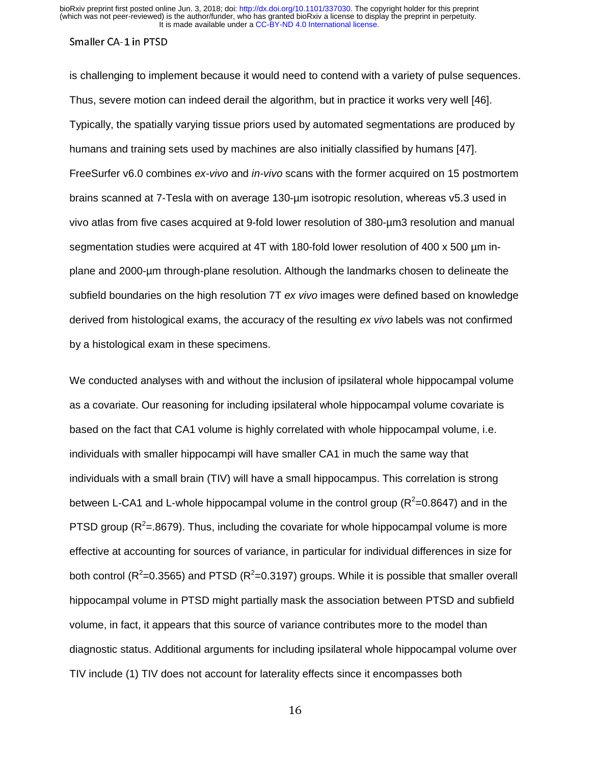is challenging to implement because it would need to contend with a variety of pulse sequences. Thus, severe motion can indeed derail the algorithm, but in practice it works very well [46]. Typically, the spatially varying tissue priors used by automated segmentations are produced by humans and training sets used by machines are also initially classified by humans [47]. FreeSurfer v6.0 combines *ex-vivo* and *in-vivo* scans with the former acquired on 15 postmortem brains scanned at 7-Tesla with on average 130-µm isotropic resolution, whereas v5.3 used in vivo atlas from five cases acquired at 9-fold lower resolution of 380-µm3 resolution and manual segmentation studies were acquired at 4T with 180-fold lower resolution of 400 x 500 µm in-plane and 2000-µm through-plane resolution. Although the landmarks chosen to delineate the subfield boundaries on the high resolution 7T *ex vivo* images were defined based on knowledge derived from histological exams, the accuracy of the resulting *ex vivo* labels was not confirmed by a histological exam in these specimens.

We conducted analyses with and without the inclusion of ipsilateral whole hippocampal volume as a covariate. Our reasoning for including ipsilateral whole hippocampal volume covariate is based on the fact that CA1 volume is highly correlated with whole hippocampal volume, i.e. individuals with smaller hippocampi will have smaller CA1 in much the same way that individuals with a small brain (TIV) will have a small hippocampus. This correlation is strong between L-CA1 and L-whole hippocampal volume in the control group ($R^2$=0.8647) and in the PTSD group ($R^2$=.8679). Thus, including the covariate for whole hippocampal volume is more effective at accounting for sources of variance, in particular for individual differences in size for both control ($R^2$=0.3565) and PTSD ($R^2$=0.3197) groups. While it is possible that smaller overall hippocampal volume in PTSD might partially mask the association between PTSD and subfield volume, in fact, it appears that this source of variance contributes more to the model than diagnostic status. Additional arguments for including ipsilateral whole hippocampal volume over TIV include (1) TIV does not account for laterality effects since it encompasses both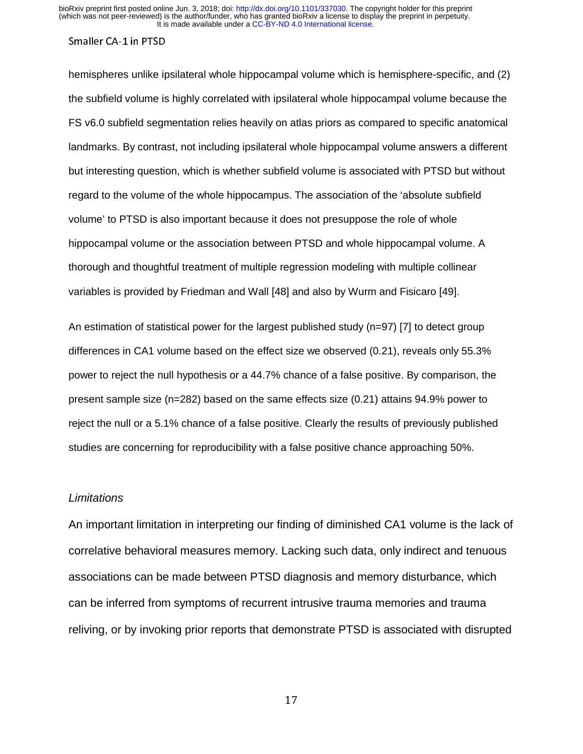hemispheres unlike ipsilateral whole hippocampal volume which is hemisphere-specific, and (2) the subfield volume is highly correlated with ipsilateral whole hippocampal volume because the FS v6.0 subfield segmentation relies heavily on atlas priors as compared to specific anatomical landmarks. By contrast, not including ipsilateral whole hippocampal volume answers a different but interesting question, which is whether subfield volume is associated with PTSD but without regard to the volume of the whole hippocampus. The association of the 'absolute subfield volume' to PTSD is also important because it does not presuppose the role of whole hippocampal volume or the association between PTSD and whole hippocampal volume. A thorough and thoughtful treatment of multiple regression modeling with multiple collinear variables is provided by Friedman and Wall [48] and also by Wurm and Fisicaro [49].

An estimation of statistical power for the largest published study (n=97) [7] to detect group differences in CA1 volume based on the effect size we observed (0.21), reveals only 55.3% power to reject the null hypothesis or a 44.7% chance of a false positive. By comparison, the present sample size (n=282) based on the same effects size (0.21) attains 94.9% power to reject the null or a 5.1% chance of a false positive. Clearly the results of previously published studies are concerning for reproducibility with a false positive chance approaching 50%.

### *Limitations*

An important limitation in interpreting our finding of diminished CA1 volume is the lack of correlative behavioral measures memory. Lacking such data, only indirect and tenuous associations can be made between PTSD diagnosis and memory disturbance, which can be inferred from symptoms of recurrent intrusive trauma memories and trauma reliving, or by invoking prior reports that demonstrate PTSD is associated with disrupted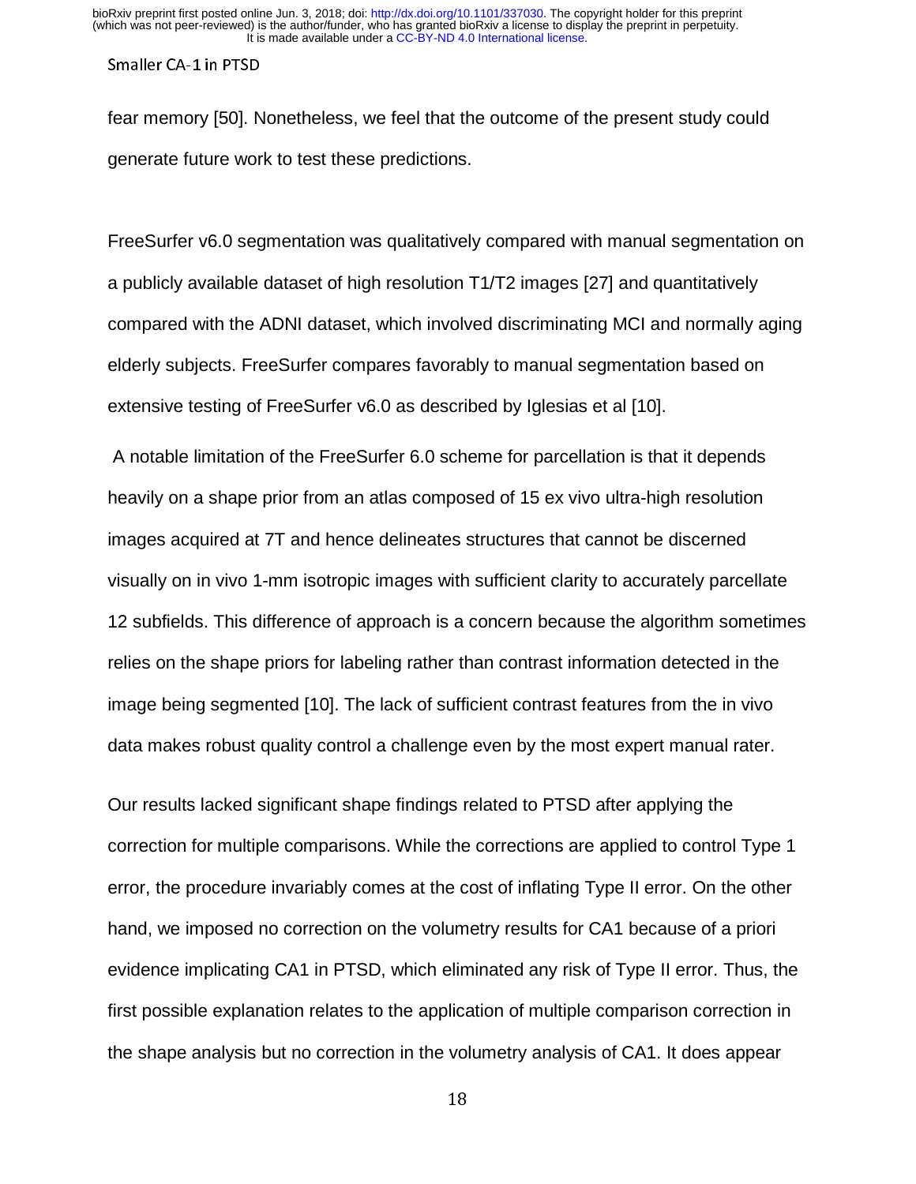fear memory [50]. Nonetheless, we feel that the outcome of the present study could generate future work to test these predictions.

FreeSurfer v6.0 segmentation was qualitatively compared with manual segmentation on a publicly available dataset of high resolution T1/T2 images [27] and quantitatively compared with the ADNI dataset, which involved discriminating MCI and normally aging elderly subjects. FreeSurfer compares favorably to manual segmentation based on extensive testing of FreeSurfer v6.0 as described by Iglesias et al [10].

A notable limitation of the FreeSurfer 6.0 scheme for parcellation is that it depends heavily on a shape prior from an atlas composed of 15 ex vivo ultra-high resolution images acquired at 7T and hence delineates structures that cannot be discerned visually on in vivo 1-mm isotropic images with sufficient clarity to accurately parcellate 12 subfields. This difference of approach is a concern because the algorithm sometimes relies on the shape priors for labeling rather than contrast information detected in the image being segmented [10]. The lack of sufficient contrast features from the in vivo data makes robust quality control a challenge even by the most expert manual rater.

Our results lacked significant shape findings related to PTSD after applying the correction for multiple comparisons. While the corrections are applied to control Type 1 error, the procedure invariably comes at the cost of inflating Type II error. On the other hand, we imposed no correction on the volumetry results for CA1 because of a priori evidence implicating CA1 in PTSD, which eliminated any risk of Type II error. Thus, the first possible explanation relates to the application of multiple comparison correction in the shape analysis but no correction in the volumetry analysis of CA1. It does appear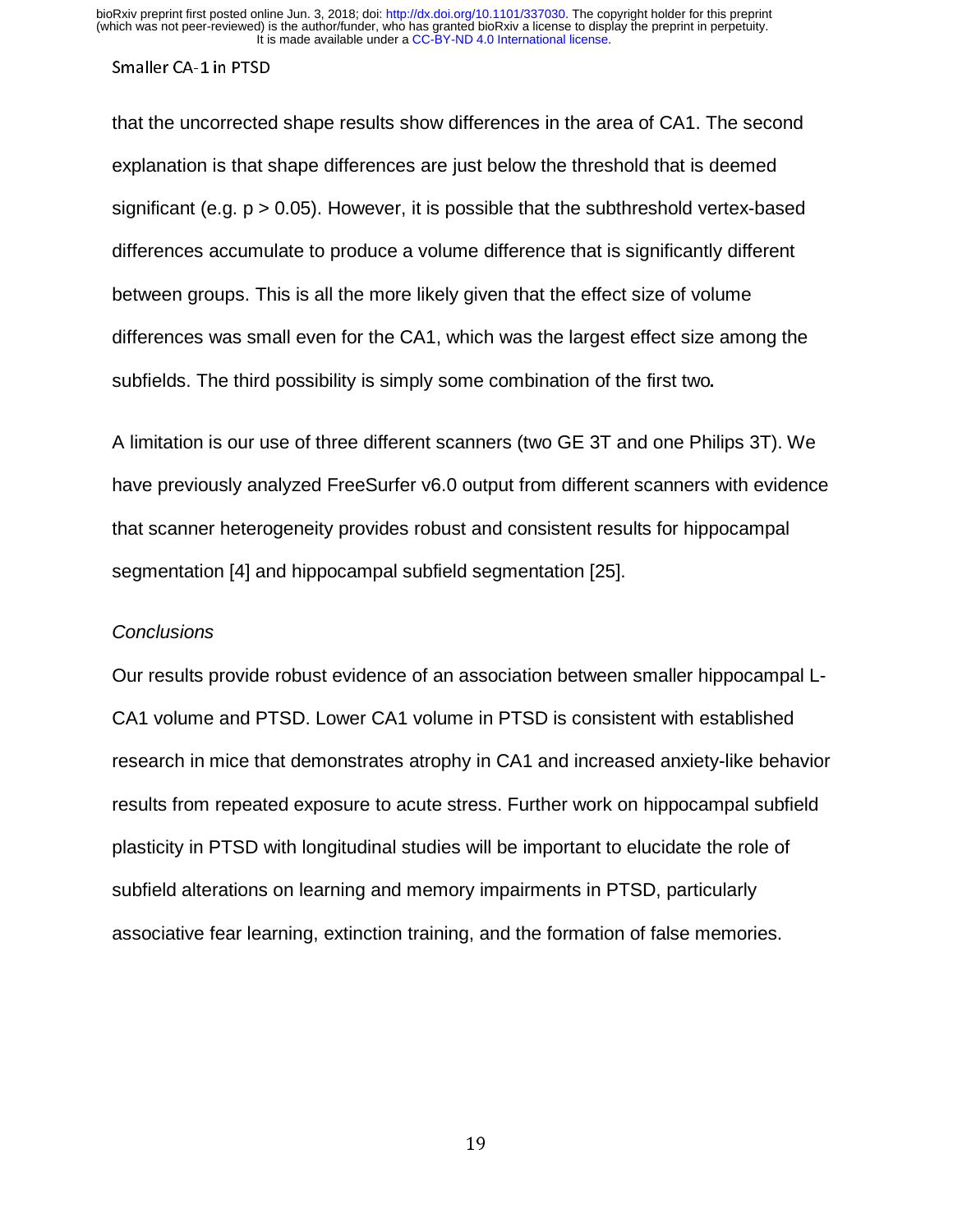that the uncorrected shape results show differences in the area of CA1. The second explanation is that shape differences are just below the threshold that is deemed significant (e.g. $p > 0.05$). However, it is possible that the subthreshold vertex-based differences accumulate to produce a volume difference that is significantly different between groups. This is all the more likely given that the effect size of volume differences was small even for the CA1, which was the largest effect size among the subfields. The third possibility is simply some combination of the first two.

A limitation is our use of three different scanners (two GE 3T and one Philips 3T). We have previously analyzed FreeSurfer v6.0 output from different scanners with evidence that scanner heterogeneity provides robust and consistent results for hippocampal segmentation [4] and hippocampal subfield segmentation [25].

*Conclusions*

Our results provide robust evidence of an association between smaller hippocampal L-CA1 volume and PTSD. Lower CA1 volume in PTSD is consistent with established research in mice that demonstrates atrophy in CA1 and increased anxiety-like behavior results from repeated exposure to acute stress. Further work on hippocampal subfield plasticity in PTSD with longitudinal studies will be important to elucidate the role of subfield alterations on learning and memory impairments in PTSD, particularly associative fear learning, extinction training, and the formation of false memories.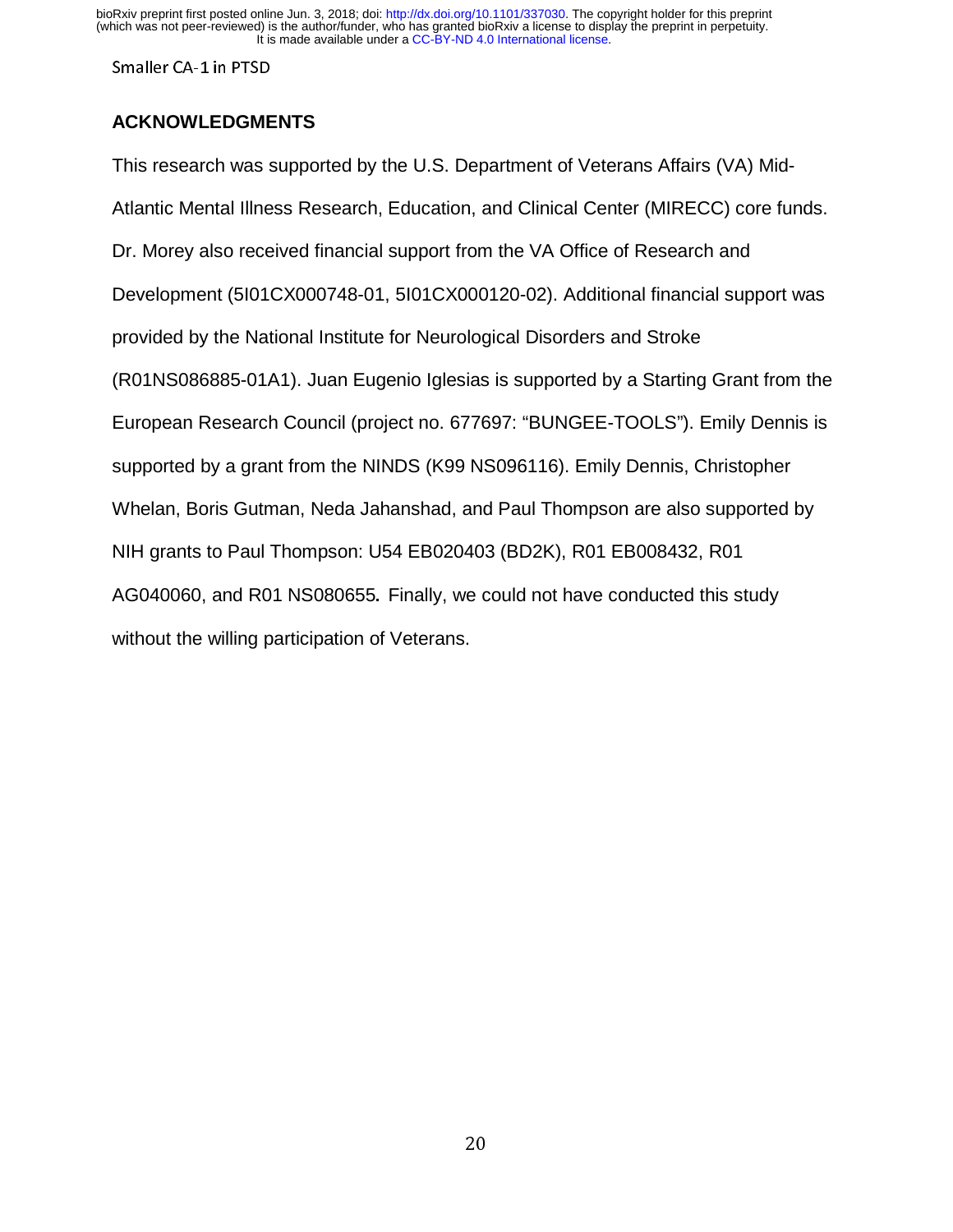## ACKNOWLEDGMENTS

This research was supported by the U.S. Department of Veterans Affairs (VA) Mid-Atlantic Mental Illness Research, Education, and Clinical Center (MIRECC) core funds. Dr. Morey also received financial support from the VA Office of Research and Development (5I01CX000748-01, 5I01CX000120-02). Additional financial support was provided by the National Institute for Neurological Disorders and Stroke (R01NS086885-01A1). Juan Eugenio Iglesias is supported by a Starting Grant from the European Research Council (project no. 677697: "BUNGEE-TOOLS"). Emily Dennis is supported by a grant from the NINDS (K99 NS096116). Emily Dennis, Christopher Whelan, Boris Gutman, Neda Jahanshad, and Paul Thompson are also supported by NIH grants to Paul Thompson: U54 EB020403 (BD2K), R01 EB008432, R01 AG040060, and R01 NS080655**.** Finally, we could not have conducted this study without the willing participation of Veterans.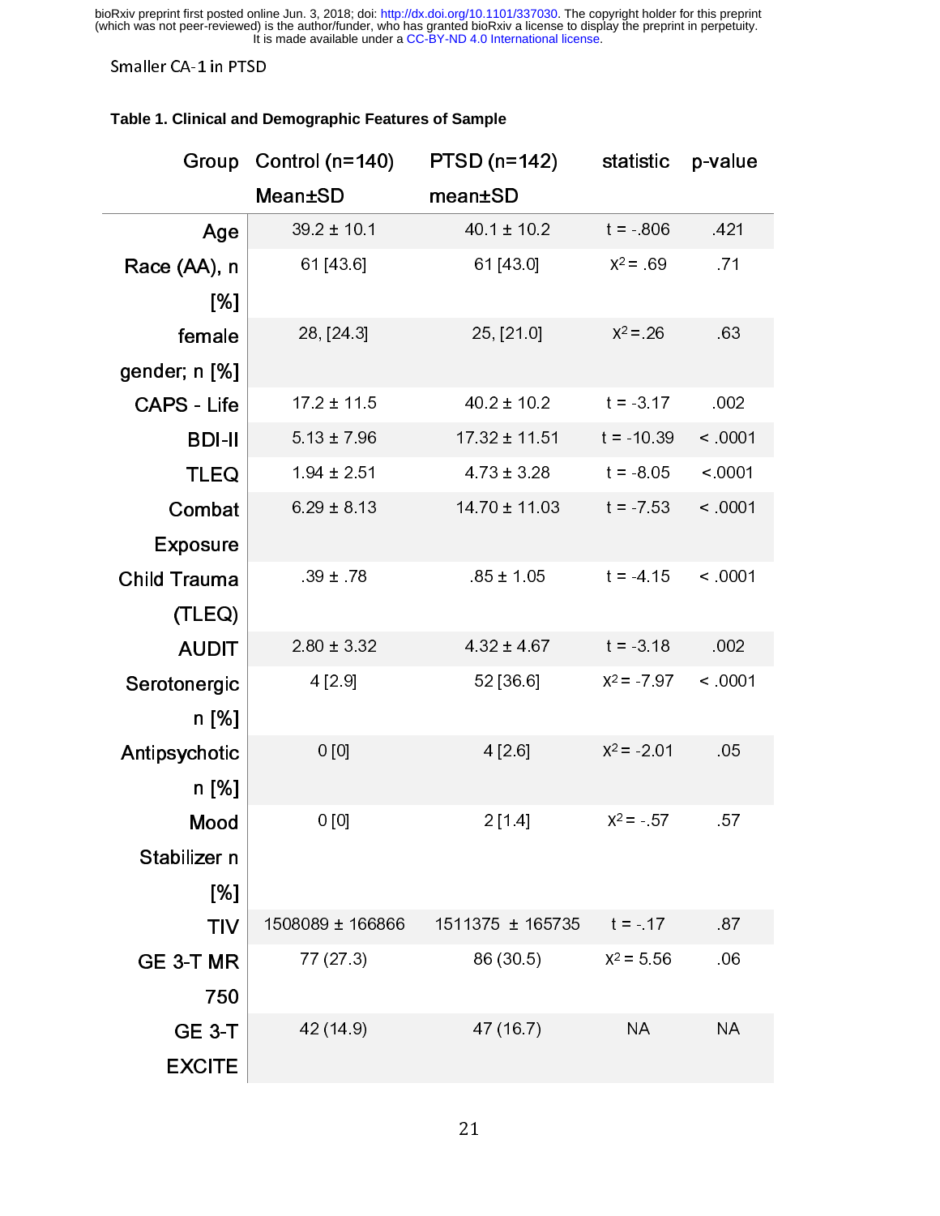**Table 1. Clinical and Demographic Features of Sample**

| Group | Control (n=140) Mean±SD | PTSD (n=142) mean±SD | statistic | p-value |
|---|---|---|---|---|
| Age | 39.2 ± 10.1 | 40.1 ± 10.2 | t = -.806 | .421 |
| Race (AA), n [%] | 61 [43.6] | 61 [43.0] | $X^2$ = .69 | .71 |
| female gender; n [%] | 28, [24.3] | 25, [21.0] | $X^2$ =.26 | .63 |
| CAPS - Life | 17.2 ± 11.5 | 40.2 ± 10.2 | t = -3.17 | .002 |
| BDI-II | 5.13 ± 7.96 | 17.32 ± 11.51 | t = -10.39 | < .0001 |
| TLEQ | 1.94 ± 2.51 | 4.73 ± 3.28 | t = -8.05 | <.0001 |
| Combat Exposure | 6.29 ± 8.13 | 14.70 ± 11.03 | t = -7.53 | < .0001 |
| Child Trauma (TLEQ) | .39 ± .78 | .85 ± 1.05 | t = -4.15 | < .0001 |
| AUDIT | 2.80 ± 3.32 | 4.32 ± 4.67 | t = -3.18 | .002 |
| Serotonergic n [%] | 4 [2.9] | 52 [36.6] | $X^2$ = -7.97 | < .0001 |
| Antipsychotic n [%] | 0 [0] | 4 [2.6] | $X^2$ = -2.01 | .05 |
| Mood Stabilizer n [%] | 0 [0] | 2 [1.4] | $X^2$ = -.57 | .57 |
| TIV | 1508089 ± 166866 | 1511375 ± 165735 | t = -.17 | .87 |
| GE 3-T MR 750 | 77 (27.3) | 86 (30.5) | $X^2$ = 5.56 | .06 |
| GE 3-T EXCITE | 42 (14.9) | 47 (16.7) | NA | NA |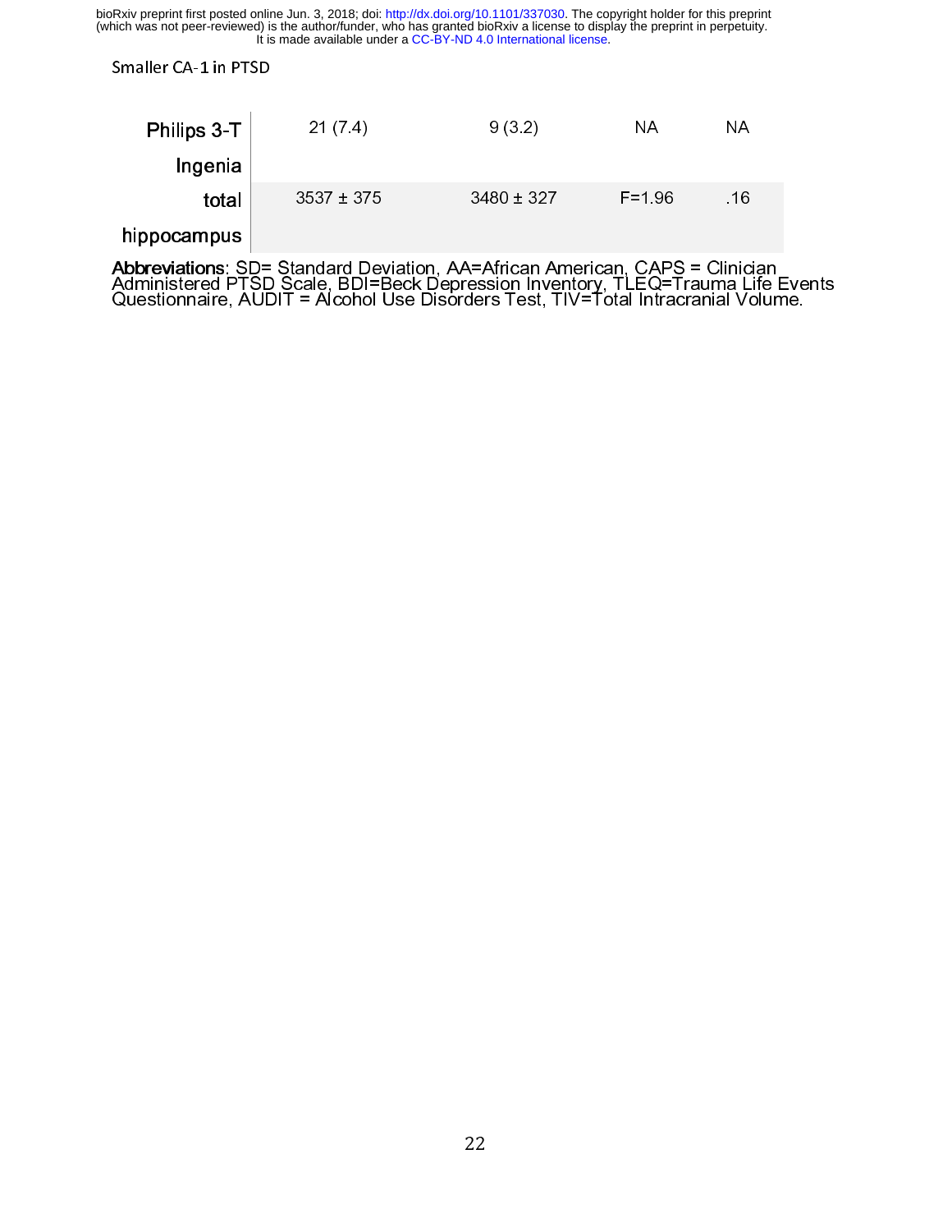| | | | | |
|---|---|---|---|---|
| Philips 3-T Ingenia | 21 (7.4) | 9 (3.2) | NA | NA |
| total hippocampus | 3537 ± 375 | 3480 ± 327 | F=1.96 | .16 |

**Abbreviations**: SD= Standard Deviation, AA=African American, CAPS = Clinician Administered PTSD Scale, BDI=Beck Depression Inventory, TLEQ=Trauma Life Events Questionnaire, AUDIT = Alcohol Use Disorders Test, TIV=Total Intracranial Volume.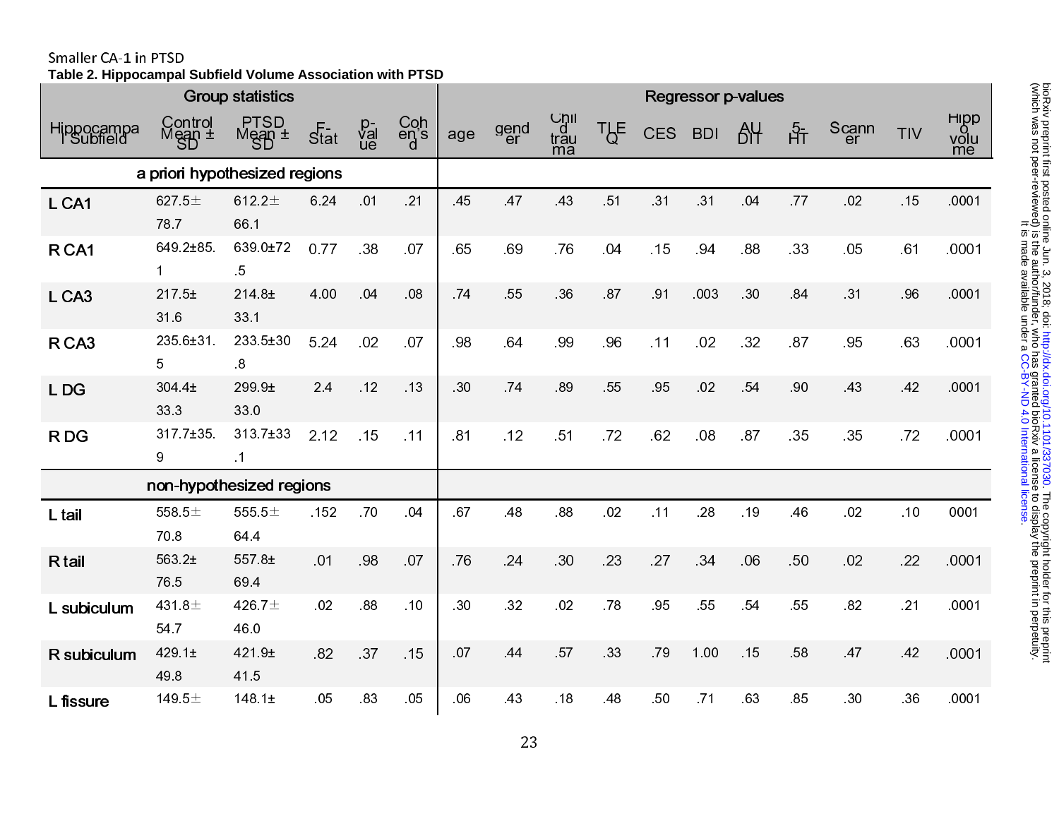**Table 2. Hippocampal Subfield Volume Association with PTSD**

| Group statistics | | | | | | Regressor p-values | | | | | | | | | | |
|---|---|---|---|---|---|---|---|---|---|---|---|---|---|---|---|---|
| Hippocampal Subfield | Control Mean ± SD | PTSD Mean ± SD | F-Stat | p-value | Cohen's d | age | gender | Child trauma | TLEQ | CES | BDI | AUDIT | 5-HT | Scanner | TIV | Hippo volume |
| *a priori hypothesized regions* | | | | | | | | | | | | | | | | |
| L CA1 | 627.5±78.7 | 612.2±66.1 | 6.24 | .01 | .21 | .45 | .47 | .43 | .51 | .31 | .31 | .04 | .77 | .02 | .15 | .0001 |
| R CA1 | 649.2±85.1 | 639.0±72.5 | 0.77 | .38 | .07 | .65 | .69 | .76 | .04 | .15 | .94 | .88 | .33 | .05 | .61 | .0001 |
| L CA3 | 217.5±31.6 | 214.8±33.1 | 4.00 | .04 | .08 | .74 | .55 | .36 | .87 | .91 | .003 | .30 | .84 | .31 | .96 | .0001 |
| R CA3 | 235.6±31.5 | 233.5±30.8 | 5.24 | .02 | .07 | .98 | .64 | .99 | .96 | .11 | .02 | .32 | .87 | .95 | .63 | .0001 |
| L DG | 304.4±33.3 | 299.9±33.0 | 2.4 | .12 | .13 | .30 | .74 | .89 | .55 | .95 | .02 | .54 | .90 | .43 | .42 | .0001 |
| R DG | 317.7±35.9 | 313.7±33.1 | 2.12 | .15 | .11 | .81 | .12 | .51 | .72 | .62 | .08 | .87 | .35 | .35 | .72 | .0001 |
| *non-hypothesized regions* | | | | | | | | | | | | | | | | |
| L tail | 558.5±70.8 | 555.5±64.4 | .152 | .70 | .04 | .67 | .48 | .88 | .02 | .11 | .28 | .19 | .46 | .02 | .10 | 0001 |
| R tail | 563.2±76.5 | 557.8±69.4 | .01 | .98 | .07 | .76 | .24 | .30 | .23 | .27 | .34 | .06 | .50 | .02 | .22 | .0001 |
| L subiculum | 431.8±54.7 | 426.7±46.0 | .02 | .88 | .10 | .30 | .32 | .02 | .78 | .95 | .55 | .54 | .55 | .82 | .21 | .0001 |
| R subiculum | 429.1±49.8 | 421.9±41.5 | .82 | .37 | .15 | .07 | .44 | .57 | .33 | .79 | 1.00 | .15 | .58 | .47 | .42 | .0001 |
| L fissure | 149.5± | 148.1± | .05 | .83 | .05 | .06 | .43 | .18 | .48 | .50 | .71 | .63 | .85 | .30 | .36 | .0001 |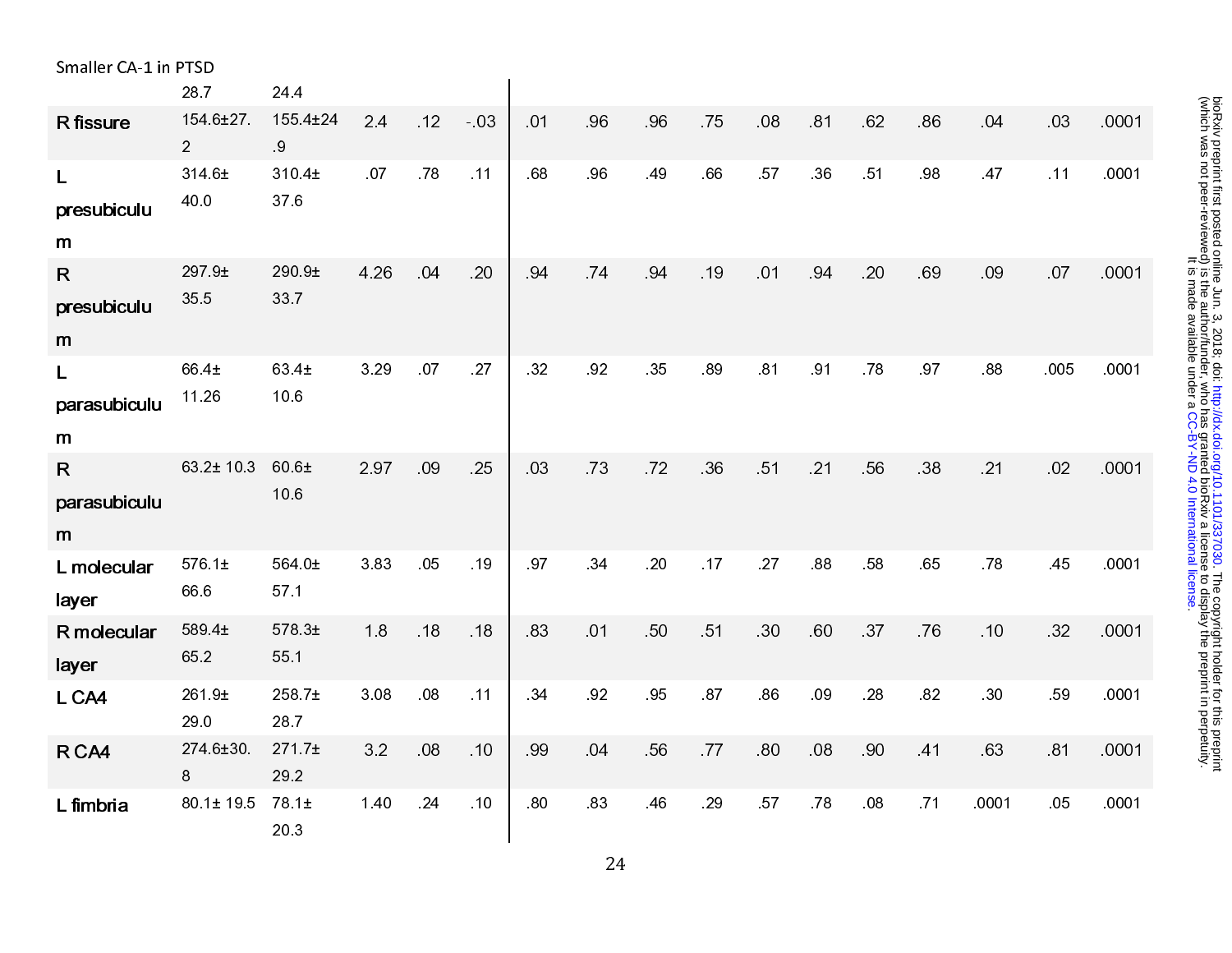| | 28.7 | 24.4 | | | | | | | | | | | | | | |
|---|---|---|---|---|---|---|---|---|---|---|---|---|---|---|---|---|
| **R fissure** | 154.6±27.2 | 155.4±24.9 | 2.4 | .12 | -.03 | .01 | .96 | .96 | .75 | .08 | .81 | .62 | .86 | .04 | .03 | .0001 |
| **L presubiculum** | 314.6± 40.0 | 310.4± 37.6 | .07 | .78 | .11 | .68 | .96 | .49 | .66 | .57 | .36 | .51 | .98 | .47 | .11 | .0001 |
| **R presubiculum** | 297.9± 35.5 | 290.9± 33.7 | 4.26 | .04 | .20 | .94 | .74 | .94 | .19 | .01 | .94 | .20 | .69 | .09 | .07 | .0001 |
| **L parasubiculum** | 66.4± 11.26 | 63.4± 10.6 | 3.29 | .07 | .27 | .32 | .92 | .35 | .89 | .81 | .91 | .78 | .97 | .88 | .005 | .0001 |
| **R parasubiculum** | 63.2± 10.3 | 60.6± 10.6 | 2.97 | .09 | .25 | .03 | .73 | .72 | .36 | .51 | .21 | .56 | .38 | .21 | .02 | .0001 |
| **L molecular layer** | 576.1± 66.6 | 564.0± 57.1 | 3.83 | .05 | .19 | .97 | .34 | .20 | .17 | .27 | .88 | .58 | .65 | .78 | .45 | .0001 |
| **R molecular layer** | 589.4± 65.2 | 578.3± 55.1 | 1.8 | .18 | .18 | .83 | .01 | .50 | .51 | .30 | .60 | .37 | .76 | .10 | .32 | .0001 |
| **L CA4** | 261.9± 29.0 | 258.7± 28.7 | 3.08 | .08 | .11 | .34 | .92 | .95 | .87 | .86 | .09 | .28 | .82 | .30 | .59 | .0001 |
| **R CA4** | 274.6±30.8 | 271.7± 29.2 | 3.2 | .08 | .10 | .99 | .04 | .56 | .77 | .80 | .08 | .90 | .41 | .63 | .81 | .0001 |
| **L fimbria** | 80.1± 19.5 | 78.1± 20.3 | 1.40 | .24 | .10 | .80 | .83 | .46 | .29 | .57 | .78 | .08 | .71 | .0001 | .05 | .0001 |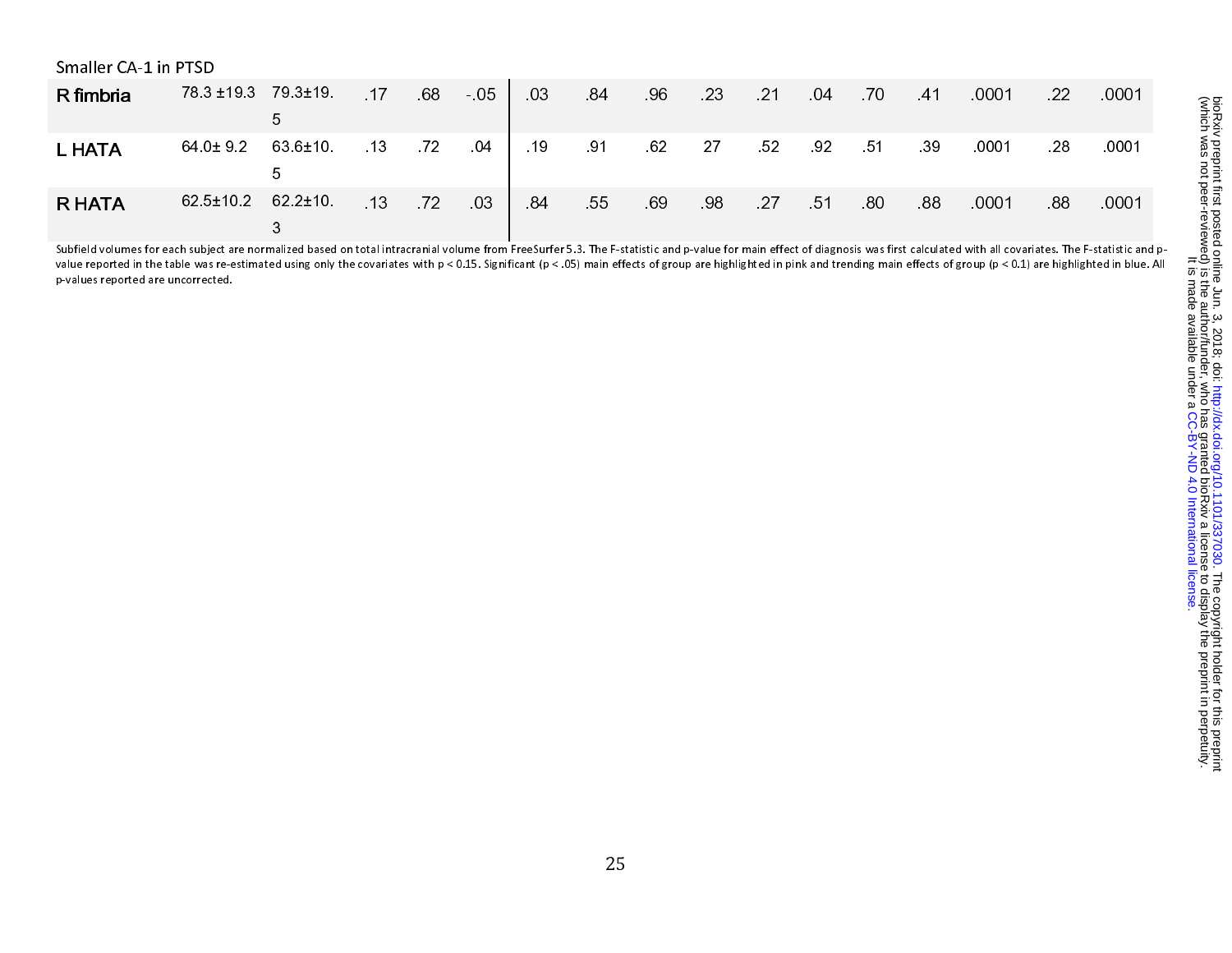Smaller CA-1 in PTSD

| R fimbria | 78.3 ±19.3 | 79.3±19.5 | .17 | .68 | -.05 | .03 | .84 | .96 | .23 | .21 | .04 | .70 | .41 | .0001 | .22 | .0001 |
|---|---|---|---|---|---|---|---|---|---|---|---|---|---|---|---|---|
| L HATA | 64.0± 9.2 | 63.6±10.5 | .13 | .72 | .04 | .19 | .91 | .62 | 27 | .52 | .92 | .51 | .39 | .0001 | .28 | .0001 |
| R HATA | 62.5±10.2 | 62.2±10.3 | .13 | .72 | .03 | .84 | .55 | .69 | .98 | .27 | .51 | .80 | .88 | .0001 | .88 | .0001 |

Subfield volumes for each subject are normalized based on total intracranial volume from FreeSurfer 5.3. The F-statistic and p-value for main effect of diagnosis was first calculated with all covariates. The F-statistic and p-value reported in the table was re-estimated using only the covariates with p < 0.15. Significant (p < .05) main effects of group are highlighted in pink and trending main effects of group (p < 0.1) are highlighted in blue. All p-values reported are uncorrected.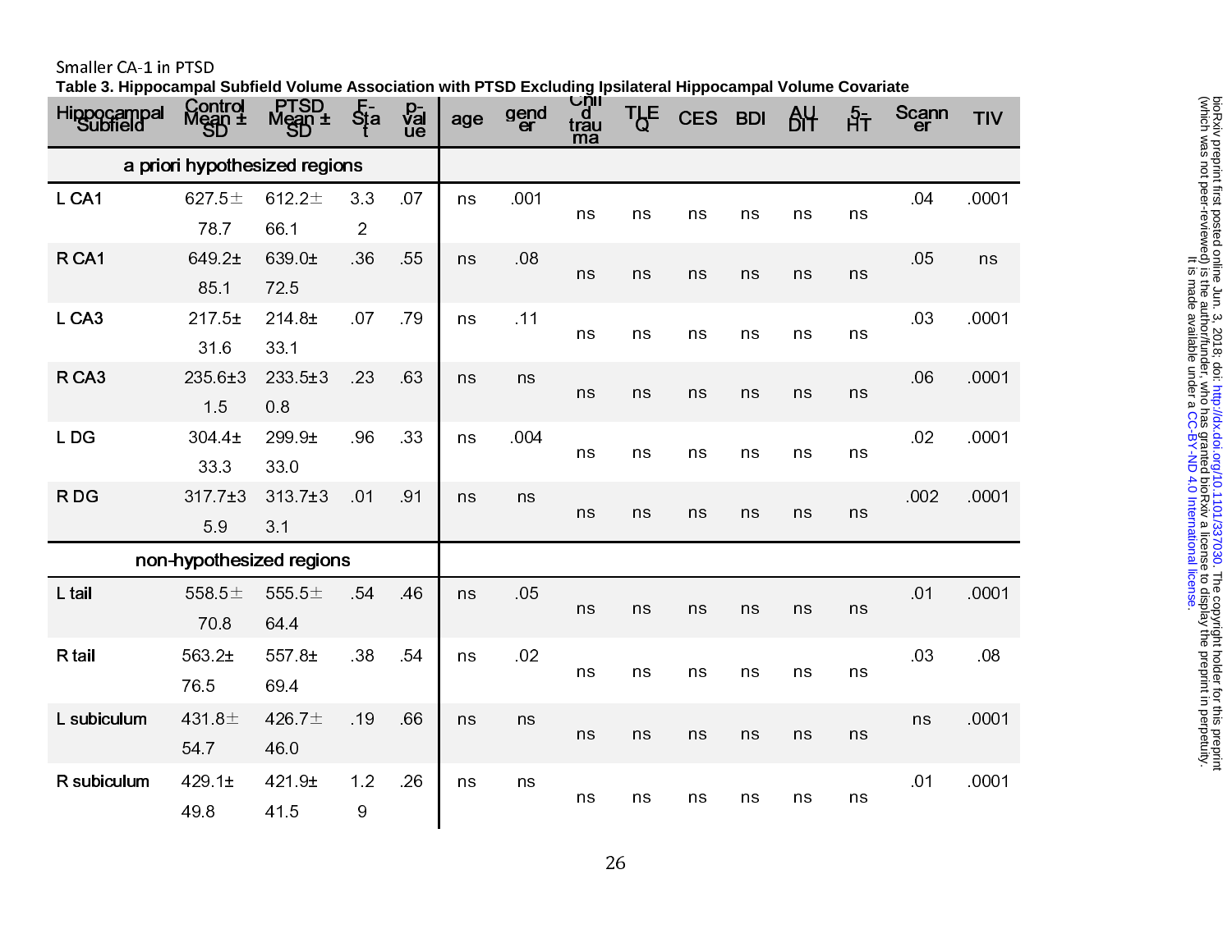Table 3. Hippocampal Subfield Volume Association with PTSD Excluding Ipsilateral Hippocampal Volume Covariate

| Hippocampal Subfield | Control Mean ± SD | PTSD Mean ± SD | F-Stat | p-value | age | gender | Child trauma | TLEQ | CES | BDI | AUDIT | 5-HT | Scanner | TIV |
|---|---|---|---|---|---|---|---|---|---|---|---|---|---|---|
| **a priori hypothesized regions** | | | | | | | | | | | | | | |
| L CA1 | 627.5±78.7 | 612.2±66.1 | 3.32 | .07 | ns | .001 | ns | ns | ns | ns | ns | ns | .04 | .0001 |
| R CA1 | 649.2±85.1 | 639.0±72.5 | .36 | .55 | ns | .08 | ns | ns | ns | ns | ns | ns | .05 | ns |
| L CA3 | 217.5±31.6 | 214.8±33.1 | .07 | .79 | ns | .11 | ns | ns | ns | ns | ns | ns | .03 | .0001 |
| R CA3 | 235.6±31.5 | 233.5±30.8 | .23 | .63 | ns | ns | ns | ns | ns | ns | ns | ns | .06 | .0001 |
| L DG | 304.4±33.3 | 299.9±33.0 | .96 | .33 | ns | .004 | ns | ns | ns | ns | ns | ns | .02 | .0001 |
| R DG | 317.7±35.9 | 313.7±33.1 | .01 | .91 | ns | ns | ns | ns | ns | ns | ns | ns | .002 | .0001 |
| **non-hypothesized regions** | | | | | | | | | | | | | | |
| L tail | 558.5±70.8 | 555.5±64.4 | .54 | .46 | ns | .05 | ns | ns | ns | ns | ns | ns | .01 | .0001 |
| R tail | 563.2±76.5 | 557.8±69.4 | .38 | .54 | ns | .02 | ns | ns | ns | ns | ns | ns | .03 | .08 |
| L subiculum | 431.8±54.7 | 426.7±46.0 | .19 | .66 | ns | ns | ns | ns | ns | ns | ns | ns | ns | .0001 |
| R subiculum | 429.1±49.8 | 421.9±41.5 | 1.29 | .26 | ns | ns | ns | ns | ns | ns | ns | ns | .01 | .0001 |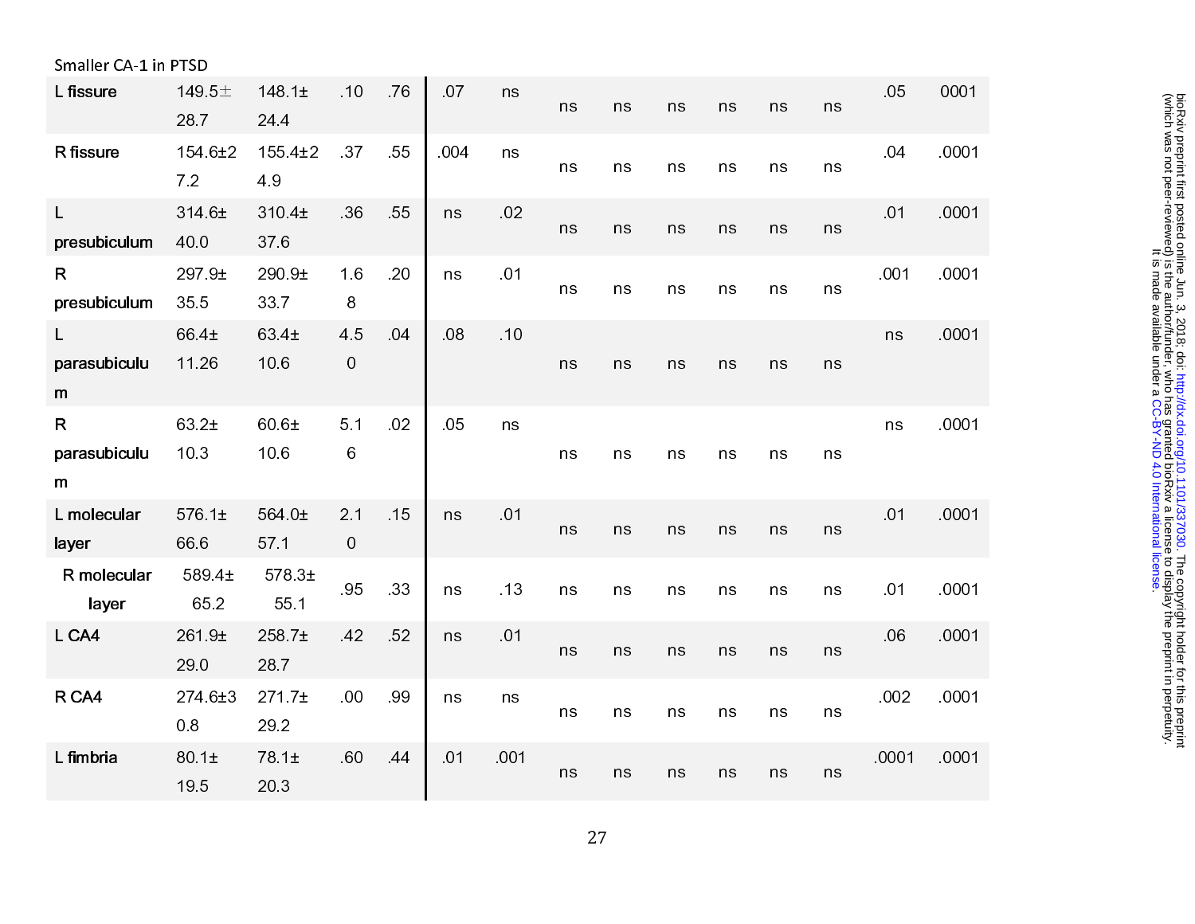Smaller CA-1 in PTSD

| | | | | | | | | | | | | | | |
|---|---|---|---|---|---|---|---|---|---|---|---|---|---|---|
| L fissure | 149.5± 28.7 | 148.1± 24.4 | .10 | .76 | .07 | ns | ns | ns | ns | ns | ns | ns | .05 | 0001 |
| R fissure | 154.6±27.2 | 155.4±24.9 | .37 | .55 | .004 | ns | ns | ns | ns | ns | ns | ns | .04 | .0001 |
| L presubiculum | 314.6± 40.0 | 310.4± 37.6 | .36 | .55 | ns | .02 | ns | ns | ns | ns | ns | ns | .01 | .0001 |
| R presubiculum | 297.9± 35.5 | 290.9± 33.7 | 1.68 | .20 | ns | .01 | ns | ns | ns | ns | ns | ns | .001 | .0001 |
| L parasubiculum | 66.4± 11.26 | 63.4± 10.6 | 4.50 | .04 | .08 | .10 | ns | ns | ns | ns | ns | ns | ns | .0001 |
| R parasubiculum | 63.2± 10.3 | 60.6± 10.6 | 5.16 | .02 | .05 | ns | ns | ns | ns | ns | ns | ns | ns | .0001 |
| L molecular layer | 576.1± 66.6 | 564.0± 57.1 | 2.10 | .15 | ns | .01 | ns | ns | ns | ns | ns | ns | .01 | .0001 |
| R molecular layer | 589.4± 65.2 | 578.3± 55.1 | .95 | .33 | ns | .13 | ns | ns | ns | ns | ns | ns | .01 | .0001 |
| L CA4 | 261.9± 29.0 | 258.7± 28.7 | .42 | .52 | ns | .01 | ns | ns | ns | ns | ns | ns | .06 | .0001 |
| R CA4 | 274.6±30.8 | 271.7± 29.2 | .00 | .99 | ns | ns | ns | ns | ns | ns | ns | ns | .002 | .0001 |
| L fimbria | 80.1± 19.5 | 78.1± 20.3 | .60 | .44 | .01 | .001 | ns | ns | ns | ns | ns | ns | .0001 | .0001 |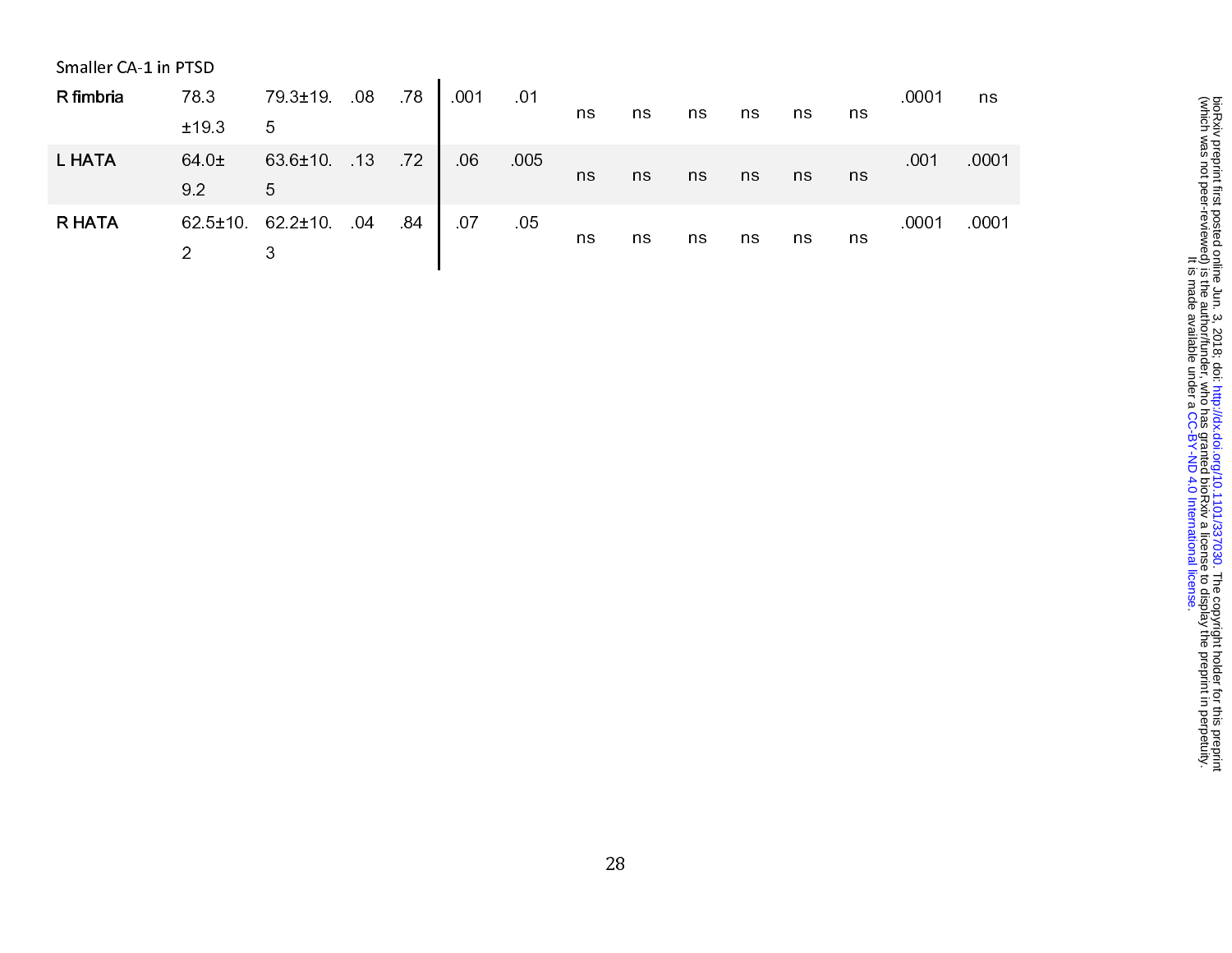Smaller CA-1 in PTSD

| | | | | | | | | | | | | | | |
|---|---|---|---|---|---|---|---|---|---|---|---|---|---|---|
| **R fimbria** | 78.3 ±19.3 | 79.3±19.5 | .08 | .78 | .001 | .01 | ns | ns | ns | ns | ns | ns | .0001 | ns |
| **L HATA** | 64.0± 9.2 | 63.6±10.5 | .13 | .72 | .06 | .005 | ns | ns | ns | ns | ns | ns | .001 | .0001 |
| **R HATA** | 62.5±10.2 | 62.2±10.3 | .04 | .84 | .07 | .05 | ns | ns | ns | ns | ns | ns | .0001 | .0001 |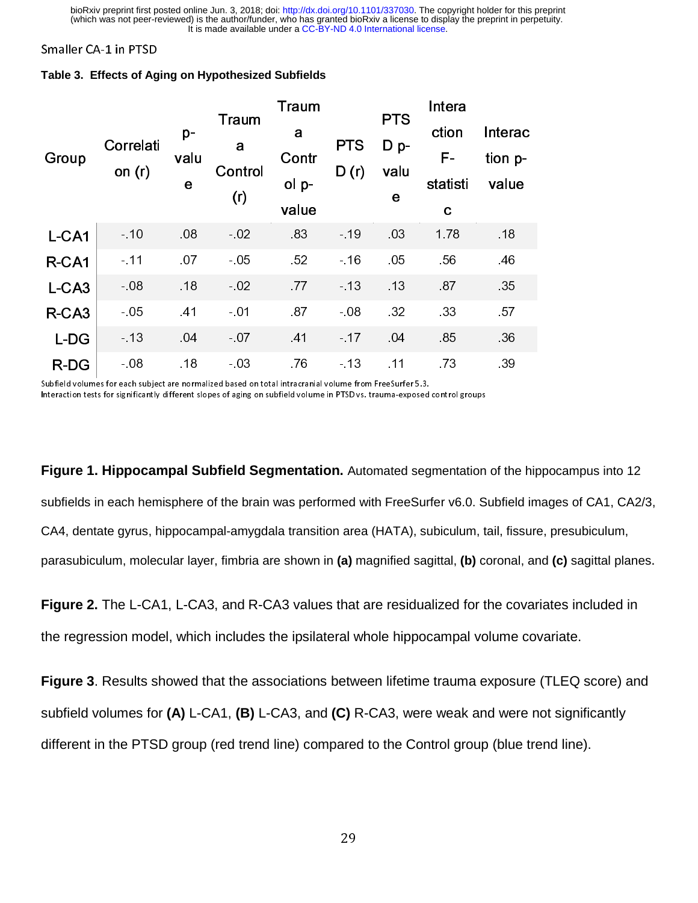**Table 3. Effects of Aging on Hypothesized Subfields**

| Group | Correlation (r) | p-value | Trauma Control (r) | Trauma Control p-value | PTSD (r) | PTSD p-value | Interaction F-statistic | Interaction p-value |
|---|---|---|---|---|---|---|---|---|
| L-CA1 | -.10 | .08 | -.02 | .83 | -.19 | .03 | 1.78 | .18 |
| R-CA1 | -.11 | .07 | -.05 | .52 | -.16 | .05 | .56 | .46 |
| L-CA3 | -.08 | .18 | -.02 | .77 | -.13 | .13 | .87 | .35 |
| R-CA3 | -.05 | .41 | -.01 | .87 | -.08 | .32 | .33 | .57 |
| L-DG | -.13 | .04 | -.07 | .41 | -.17 | .04 | .85 | .36 |
| R-DG | -.08 | .18 | -.03 | .76 | -.13 | .11 | .73 | .39 |

Subfield volumes for each subject are normalized based on total intracranial volume from FreeSurfer 5.3.
Interaction tests for significantly different slopes of aging on subfield volume in PTSD vs. trauma-exposed control groups

**Figure 1. Hippocampal Subfield Segmentation.** Automated segmentation of the hippocampus into 12 subfields in each hemisphere of the brain was performed with FreeSurfer v6.0. Subfield images of CA1, CA2/3, CA4, dentate gyrus, hippocampal-amygdala transition area (HATA), subiculum, tail, fissure, presubiculum, parasubiculum, molecular layer, fimbria are shown in **(a)** magnified sagittal, **(b)** coronal, and **(c)** sagittal planes.

**Figure 2.** The L-CA1, L-CA3, and R-CA3 values that are residualized for the covariates included in the regression model, which includes the ipsilateral whole hippocampal volume covariate.

**Figure 3**. Results showed that the associations between lifetime trauma exposure (TLEQ score) and subfield volumes for **(A)** L-CA1, **(B)** L-CA3, and **(C)** R-CA3, were weak and were not significantly different in the PTSD group (red trend line) compared to the Control group (blue trend line).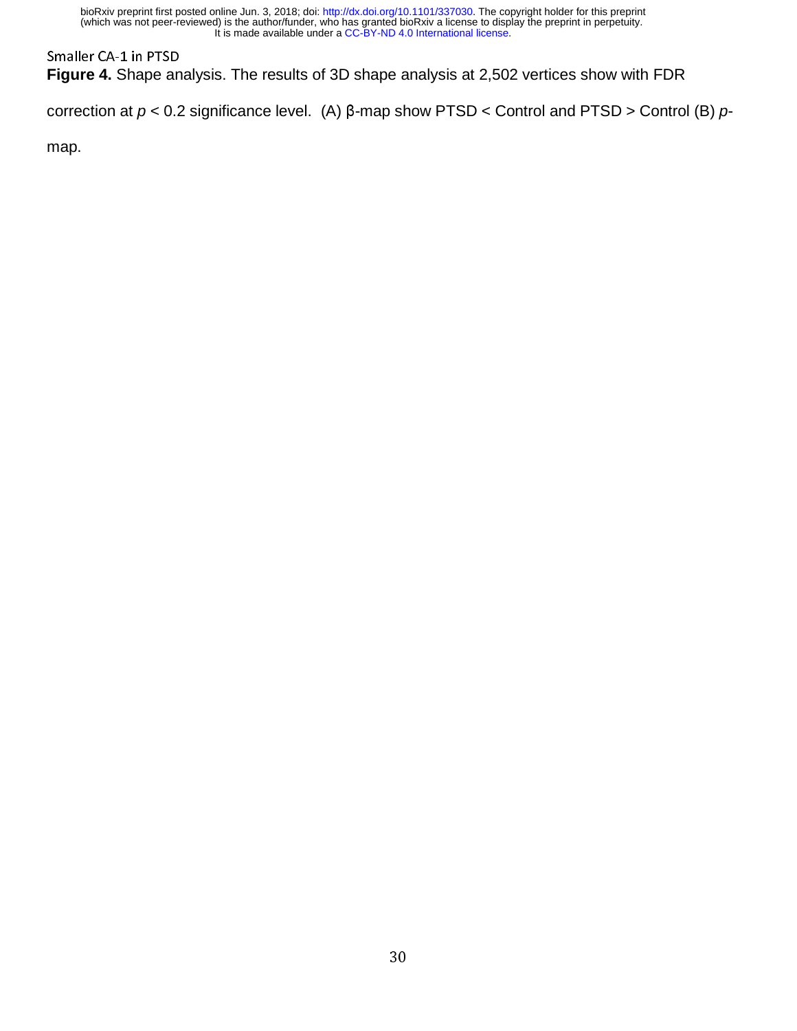**Figure 4.** Shape analysis. The results of 3D shape analysis at 2,502 vertices show with FDR correction at $p < 0.2$ significance level. (A) β-map show PTSD < Control and PTSD > Control (B) $p$-map.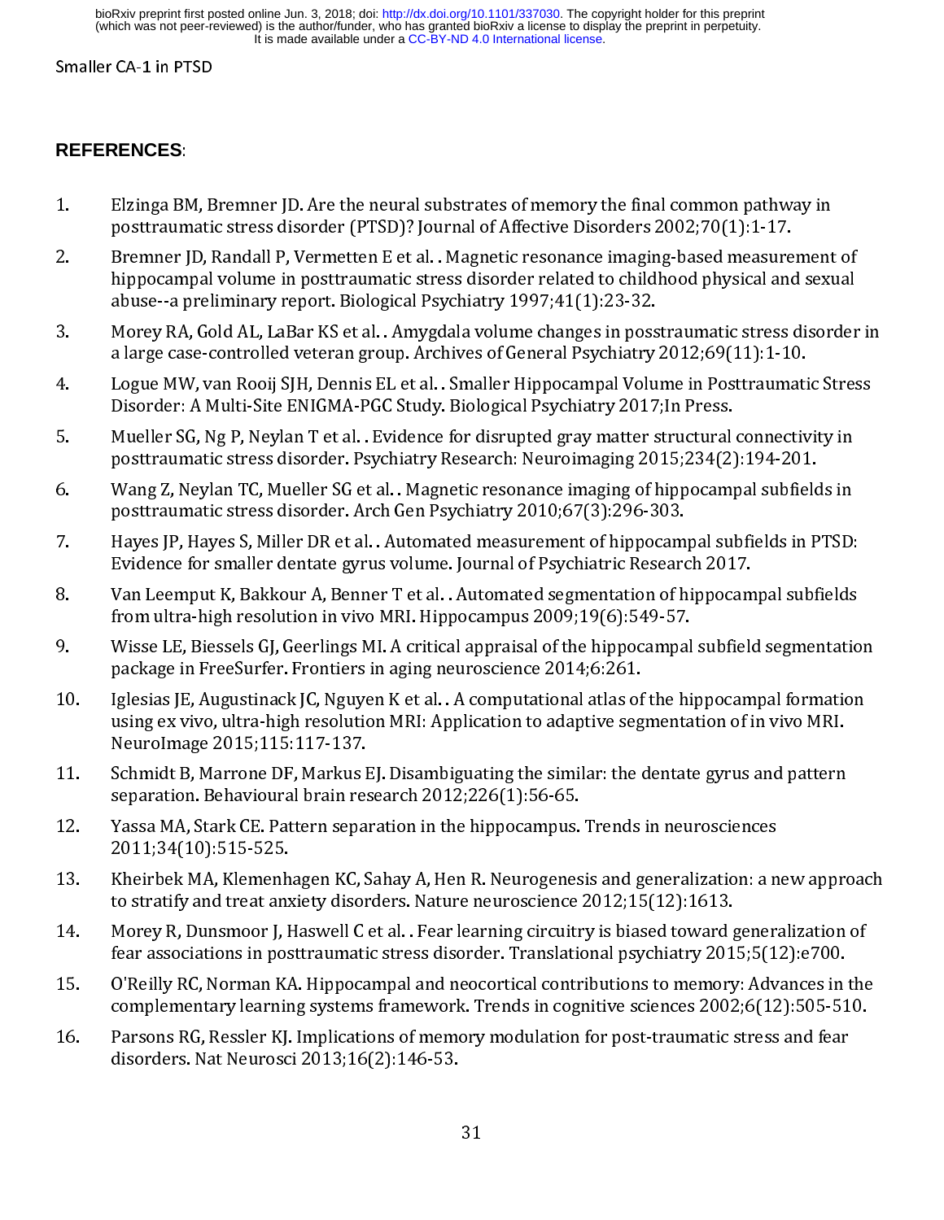## REFERENCES:

1. Elzinga BM, Bremner JD. Are the neural substrates of memory the final common pathway in posttraumatic stress disorder (PTSD)? Journal of Affective Disorders 2002;70(1):1-17.
2. Bremner JD, Randall P, Vermetten E et al. . Magnetic resonance imaging-based measurement of hippocampal volume in posttraumatic stress disorder related to childhood physical and sexual abuse--a preliminary report. Biological Psychiatry 1997;41(1):23-32.
3. Morey RA, Gold AL, LaBar KS et al. . Amygdala volume changes in posstraumatic stress disorder in a large case-controlled veteran group. Archives of General Psychiatry 2012;69(11):1-10.
4. Logue MW, van Rooij SJH, Dennis EL et al. . Smaller Hippocampal Volume in Posttraumatic Stress Disorder: A Multi-Site ENIGMA-PGC Study. Biological Psychiatry 2017;In Press.
5. Mueller SG, Ng P, Neylan T et al. . Evidence for disrupted gray matter structural connectivity in posttraumatic stress disorder. Psychiatry Research: Neuroimaging 2015;234(2):194-201.
6. Wang Z, Neylan TC, Mueller SG et al. . Magnetic resonance imaging of hippocampal subfields in posttraumatic stress disorder. Arch Gen Psychiatry 2010;67(3):296-303.
7. Hayes JP, Hayes S, Miller DR et al. . Automated measurement of hippocampal subfields in PTSD: Evidence for smaller dentate gyrus volume. Journal of Psychiatric Research 2017.
8. Van Leemput K, Bakkour A, Benner T et al. . Automated segmentation of hippocampal subfields from ultra-high resolution in vivo MRI. Hippocampus 2009;19(6):549-57.
9. Wisse LE, Biessels GJ, Geerlings MI. A critical appraisal of the hippocampal subfield segmentation package in FreeSurfer. Frontiers in aging neuroscience 2014;6:261.
10. Iglesias JE, Augustinack JC, Nguyen K et al. . A computational atlas of the hippocampal formation using ex vivo, ultra-high resolution MRI: Application to adaptive segmentation of in vivo MRI. NeuroImage 2015;115:117-137.
11. Schmidt B, Marrone DF, Markus EJ. Disambiguating the similar: the dentate gyrus and pattern separation. Behavioural brain research 2012;226(1):56-65.
12. Yassa MA, Stark CE. Pattern separation in the hippocampus. Trends in neurosciences 2011;34(10):515-525.
13. Kheirbek MA, Klemenhagen KC, Sahay A, Hen R. Neurogenesis and generalization: a new approach to stratify and treat anxiety disorders. Nature neuroscience 2012;15(12):1613.
14. Morey R, Dunsmoor J, Haswell C et al. . Fear learning circuitry is biased toward generalization of fear associations in posttraumatic stress disorder. Translational psychiatry 2015;5(12):e700.
15. O'Reilly RC, Norman KA. Hippocampal and neocortical contributions to memory: Advances in the complementary learning systems framework. Trends in cognitive sciences 2002;6(12):505-510.
16. Parsons RG, Ressler KJ. Implications of memory modulation for post-traumatic stress and fear disorders. Nat Neurosci 2013;16(2):146-53.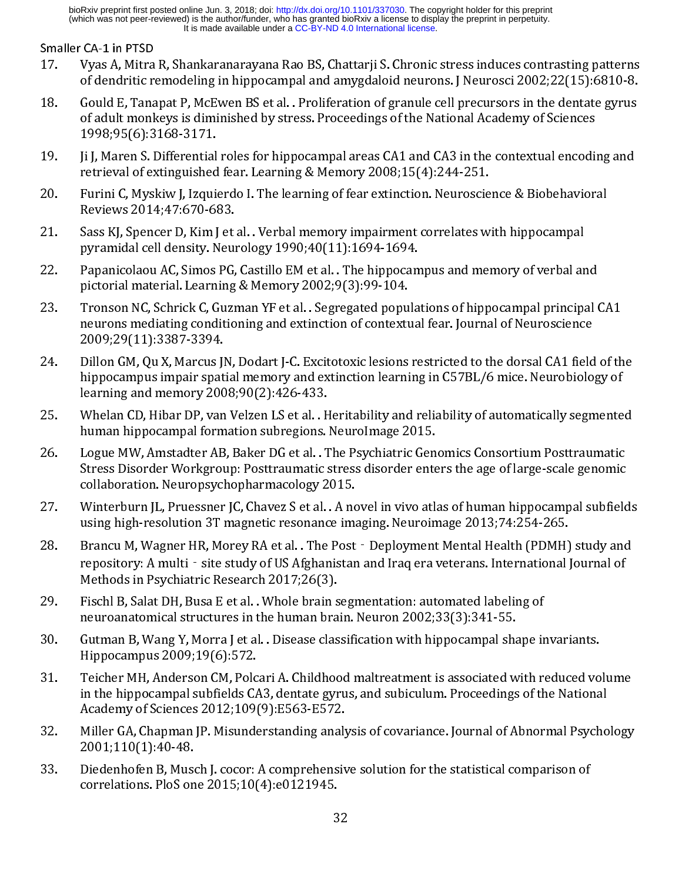17. Vyas A, Mitra R, Shankaranarayana Rao BS, Chattarji S. Chronic stress induces contrasting patterns of dendritic remodeling in hippocampal and amygdaloid neurons. J Neurosci 2002;22(15):6810-8.

18. Gould E, Tanapat P, McEwen BS et al. . Proliferation of granule cell precursors in the dentate gyrus of adult monkeys is diminished by stress. Proceedings of the National Academy of Sciences 1998;95(6):3168-3171.

19. Ji J, Maren S. Differential roles for hippocampal areas CA1 and CA3 in the contextual encoding and retrieval of extinguished fear. Learning & Memory 2008;15(4):244-251.

20. Furini C, Myskiw J, Izquierdo I. The learning of fear extinction. Neuroscience & Biobehavioral Reviews 2014;47:670-683.

21. Sass KJ, Spencer D, Kim J et al. . Verbal memory impairment correlates with hippocampal pyramidal cell density. Neurology 1990;40(11):1694-1694.

22. Papanicolaou AC, Simos PG, Castillo EM et al. . The hippocampus and memory of verbal and pictorial material. Learning & Memory 2002;9(3):99-104.

23. Tronson NC, Schrick C, Guzman YF et al. . Segregated populations of hippocampal principal CA1 neurons mediating conditioning and extinction of contextual fear. Journal of Neuroscience 2009;29(11):3387-3394.

24. Dillon GM, Qu X, Marcus JN, Dodart J-C. Excitotoxic lesions restricted to the dorsal CA1 field of the hippocampus impair spatial memory and extinction learning in C57BL/6 mice. Neurobiology of learning and memory 2008;90(2):426-433.

25. Whelan CD, Hibar DP, van Velzen LS et al. . Heritability and reliability of automatically segmented human hippocampal formation subregions. NeuroImage 2015.

26. Logue MW, Amstadter AB, Baker DG et al. . The Psychiatric Genomics Consortium Posttraumatic Stress Disorder Workgroup: Posttraumatic stress disorder enters the age of large-scale genomic collaboration. Neuropsychopharmacology 2015.

27. Winterburn JL, Pruessner JC, Chavez S et al. . A novel in vivo atlas of human hippocampal subfields using high-resolution 3T magnetic resonance imaging. Neuroimage 2013;74:254-265.

28. Brancu M, Wagner HR, Morey RA et al. . The Post‐Deployment Mental Health (PDMH) study and repository: A multi‐site study of US Afghanistan and Iraq era veterans. International Journal of Methods in Psychiatric Research 2017;26(3).

29. Fischl B, Salat DH, Busa E et al. . Whole brain segmentation: automated labeling of neuroanatomical structures in the human brain. Neuron 2002;33(3):341-55.

30. Gutman B, Wang Y, Morra J et al. . Disease classification with hippocampal shape invariants. Hippocampus 2009;19(6):572.

31. Teicher MH, Anderson CM, Polcari A. Childhood maltreatment is associated with reduced volume in the hippocampal subfields CA3, dentate gyrus, and subiculum. Proceedings of the National Academy of Sciences 2012;109(9):E563-E572.

32. Miller GA, Chapman JP. Misunderstanding analysis of covariance. Journal of Abnormal Psychology 2001;110(1):40-48.

33. Diedenhofen B, Musch J. cocor: A comprehensive solution for the statistical comparison of correlations. PloS one 2015;10(4):e0121945.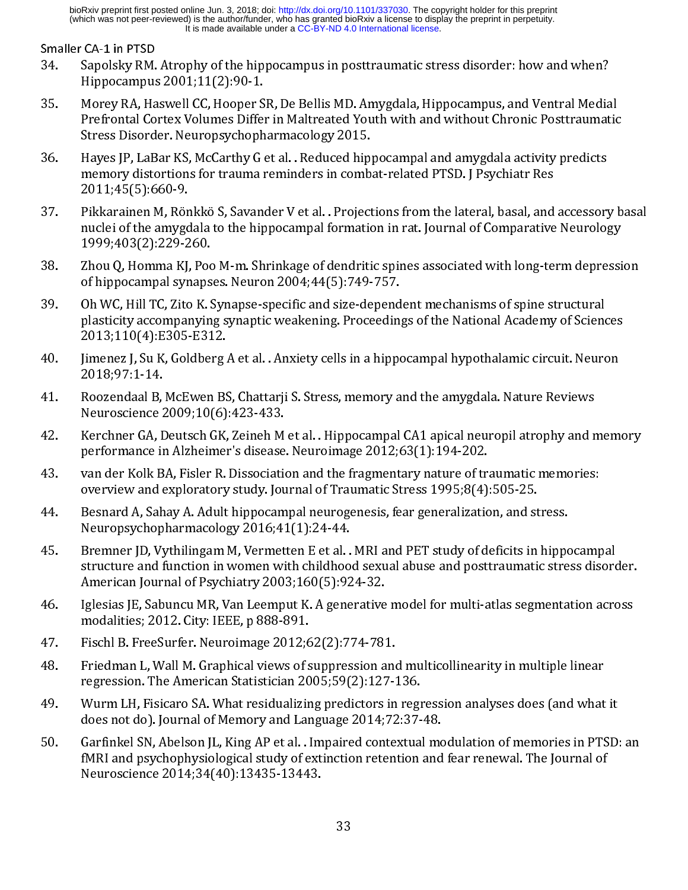34. Sapolsky RM. Atrophy of the hippocampus in posttraumatic stress disorder: how and when? Hippocampus 2001;11(2):90-1.

35. Morey RA, Haswell CC, Hooper SR, De Bellis MD. Amygdala, Hippocampus, and Ventral Medial Prefrontal Cortex Volumes Differ in Maltreated Youth with and without Chronic Posttraumatic Stress Disorder. Neuropsychopharmacology 2015.

36. Hayes JP, LaBar KS, McCarthy G et al. . Reduced hippocampal and amygdala activity predicts memory distortions for trauma reminders in combat-related PTSD. J Psychiatr Res 2011;45(5):660-9.

37. Pikkarainen M, Rönkkö S, Savander V et al. . Projections from the lateral, basal, and accessory basal nuclei of the amygdala to the hippocampal formation in rat. Journal of Comparative Neurology 1999;403(2):229-260.

38. Zhou Q, Homma KJ, Poo M-m. Shrinkage of dendritic spines associated with long-term depression of hippocampal synapses. Neuron 2004;44(5):749-757.

39. Oh WC, Hill TC, Zito K. Synapse-specific and size-dependent mechanisms of spine structural plasticity accompanying synaptic weakening. Proceedings of the National Academy of Sciences 2013;110(4):E305-E312.

40. Jimenez J, Su K, Goldberg A et al. . Anxiety cells in a hippocampal hypothalamic circuit. Neuron 2018;97:1-14.

41. Roozendaal B, McEwen BS, Chattarji S. Stress, memory and the amygdala. Nature Reviews Neuroscience 2009;10(6):423-433.

42. Kerchner GA, Deutsch GK, Zeineh M et al. . Hippocampal CA1 apical neuropil atrophy and memory performance in Alzheimer's disease. Neuroimage 2012;63(1):194-202.

43. van der Kolk BA, Fisler R. Dissociation and the fragmentary nature of traumatic memories: overview and exploratory study. Journal of Traumatic Stress 1995;8(4):505-25.

44. Besnard A, Sahay A. Adult hippocampal neurogenesis, fear generalization, and stress. Neuropsychopharmacology 2016;41(1):24-44.

45. Bremner JD, Vythilingam M, Vermetten E et al. . MRI and PET study of deficits in hippocampal structure and function in women with childhood sexual abuse and posttraumatic stress disorder. American Journal of Psychiatry 2003;160(5):924-32.

46. Iglesias JE, Sabuncu MR, Van Leemput K. A generative model for multi-atlas segmentation across modalities; 2012. City: IEEE, p 888-891.

47. Fischl B. FreeSurfer. Neuroimage 2012;62(2):774-781.

48. Friedman L, Wall M. Graphical views of suppression and multicollinearity in multiple linear regression. The American Statistician 2005;59(2):127-136.

49. Wurm LH, Fisicaro SA. What residualizing predictors in regression analyses does (and what it does not do). Journal of Memory and Language 2014;72:37-48.

50. Garfinkel SN, Abelson JL, King AP et al. . Impaired contextual modulation of memories in PTSD: an fMRI and psychophysiological study of extinction retention and fear renewal. The Journal of Neuroscience 2014;34(40):13435-13443.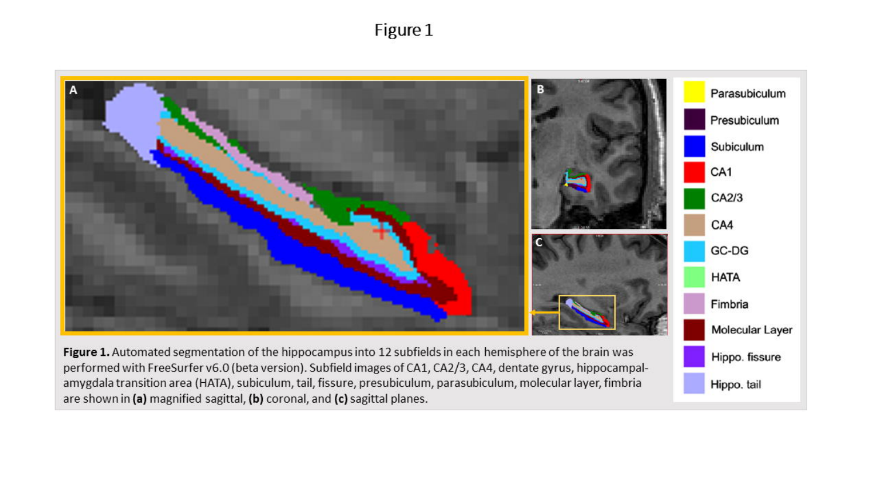Figure 1

**Figure 1.** Automated segmentation of the hippocampus into 12 subfields in each hemisphere of the brain was performed with FreeSurfer v6.0 (beta version). Subfield images of CA1, CA2/3, CA4, dentate gyrus, hippocampal-amygdala transition area (HATA), subiculum, tail, fissure, presubiculum, parasubiculum, molecular layer, fimbria are shown in **(a)** magnified sagittal, **(b)** coronal, and **(c)** sagittal planes.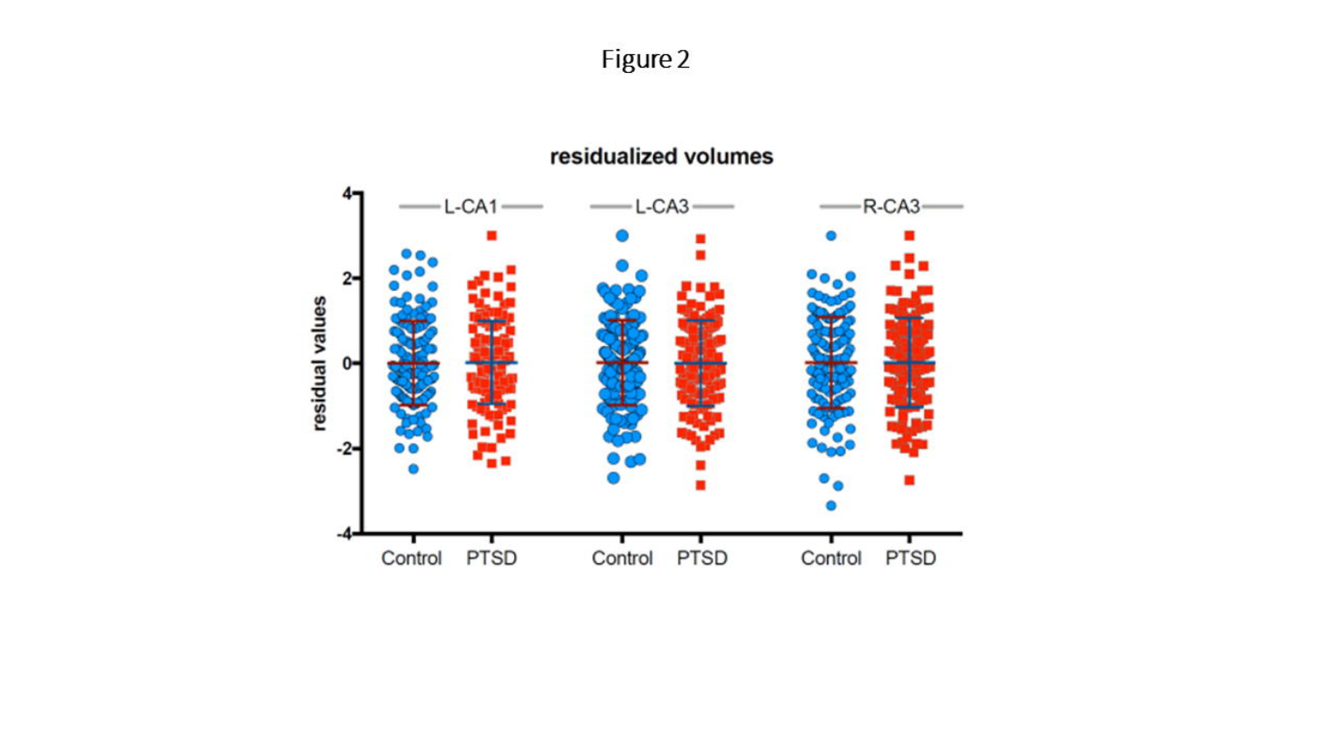Figure 2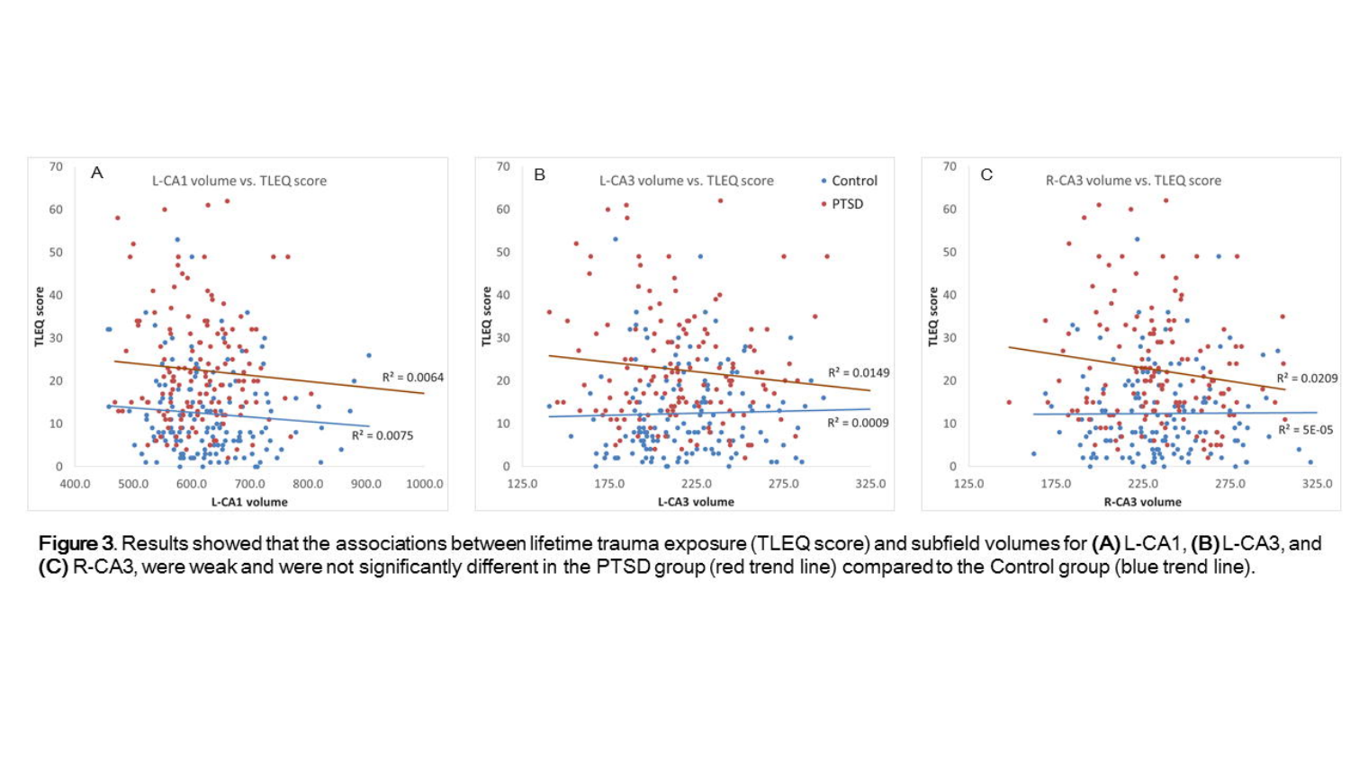**Figure 3**. Results showed that the associations between lifetime trauma exposure (TLEQ score) and subfield volumes for **(A)** L-CA1, **(B)** L-CA3, and **(C)** R-CA3, were weak and were not significantly different in the PTSD group (red trend line) compared to the Control group (blue trend line).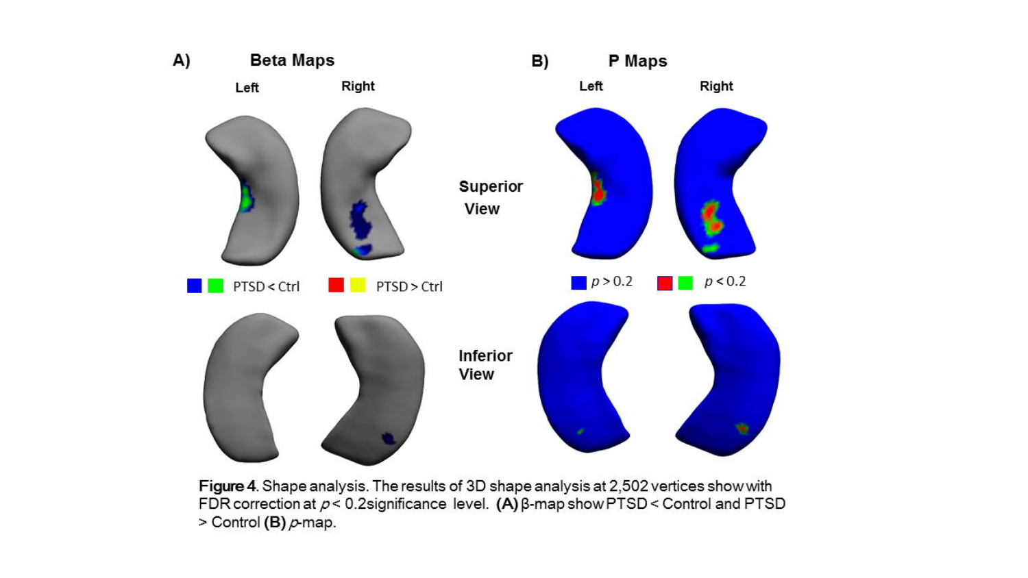**Figure 4**. Shape analysis. The results of 3D shape analysis at 2,502 vertices show with FDR correction at $p < 0.2$significance level. **(A)** β-map show PTSD < Control and PTSD > Control **(B)** *p*-map.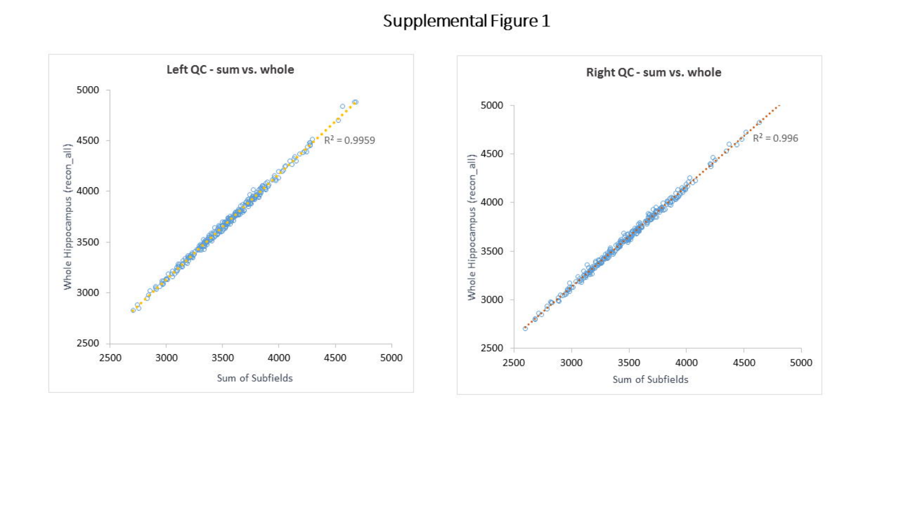# Supplemental Figure 1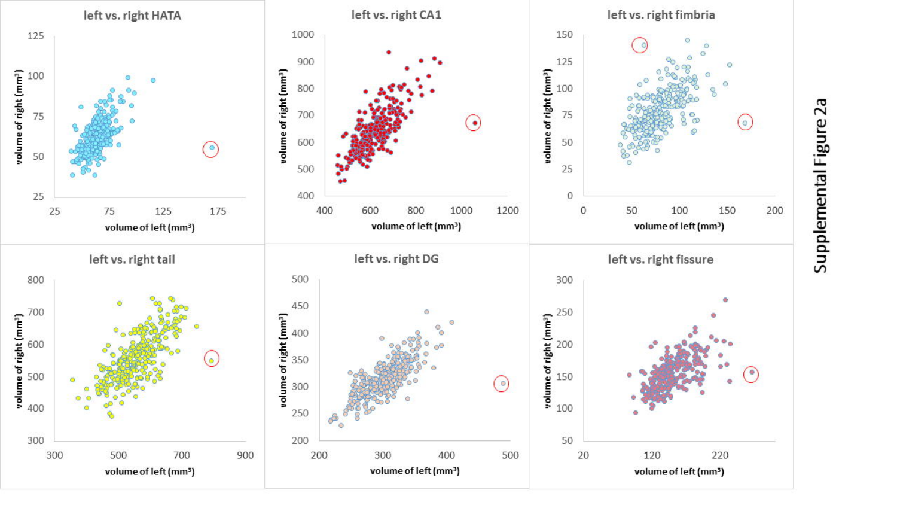Supplemental Figure 2a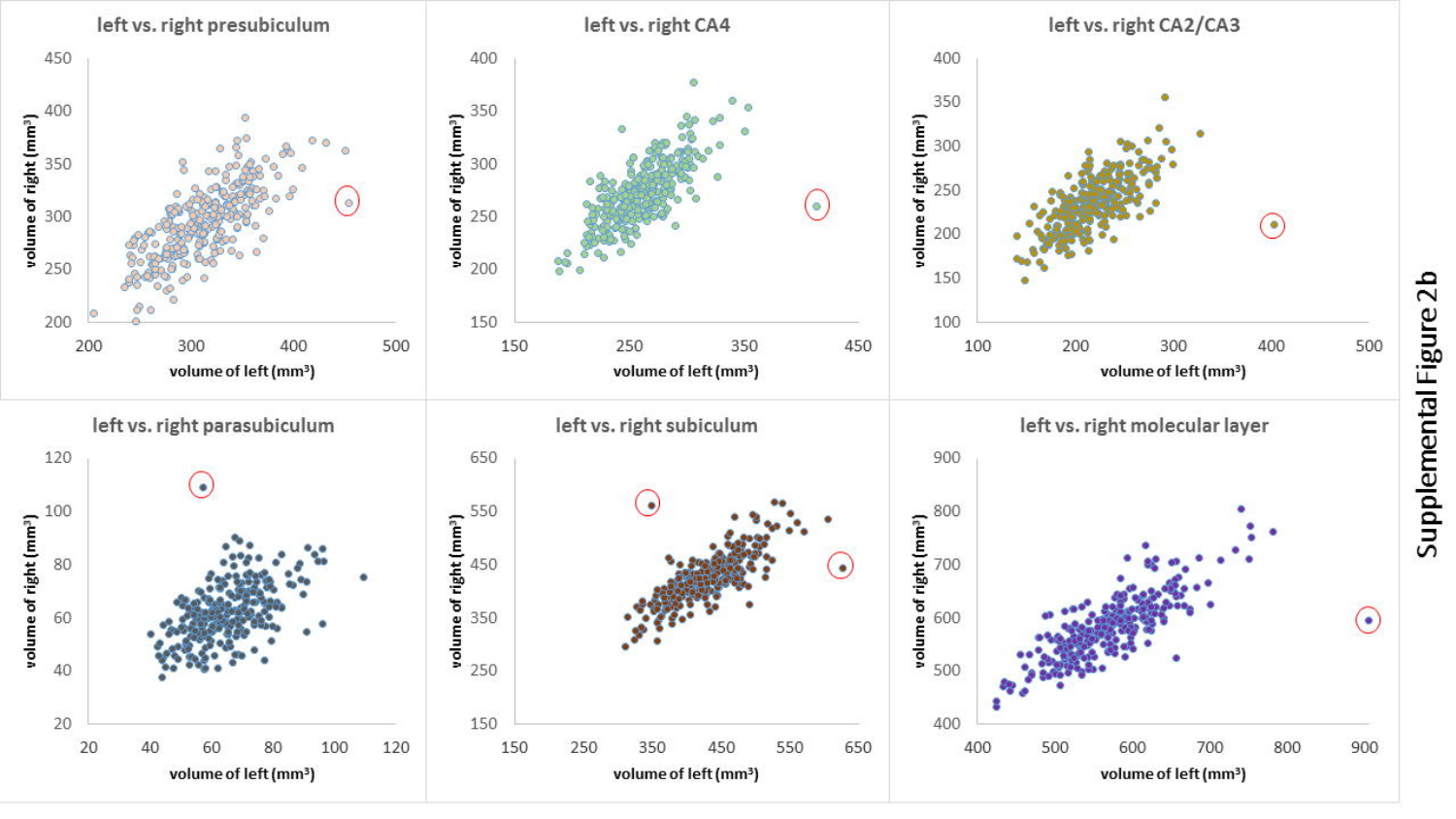Supplemental Figure 2b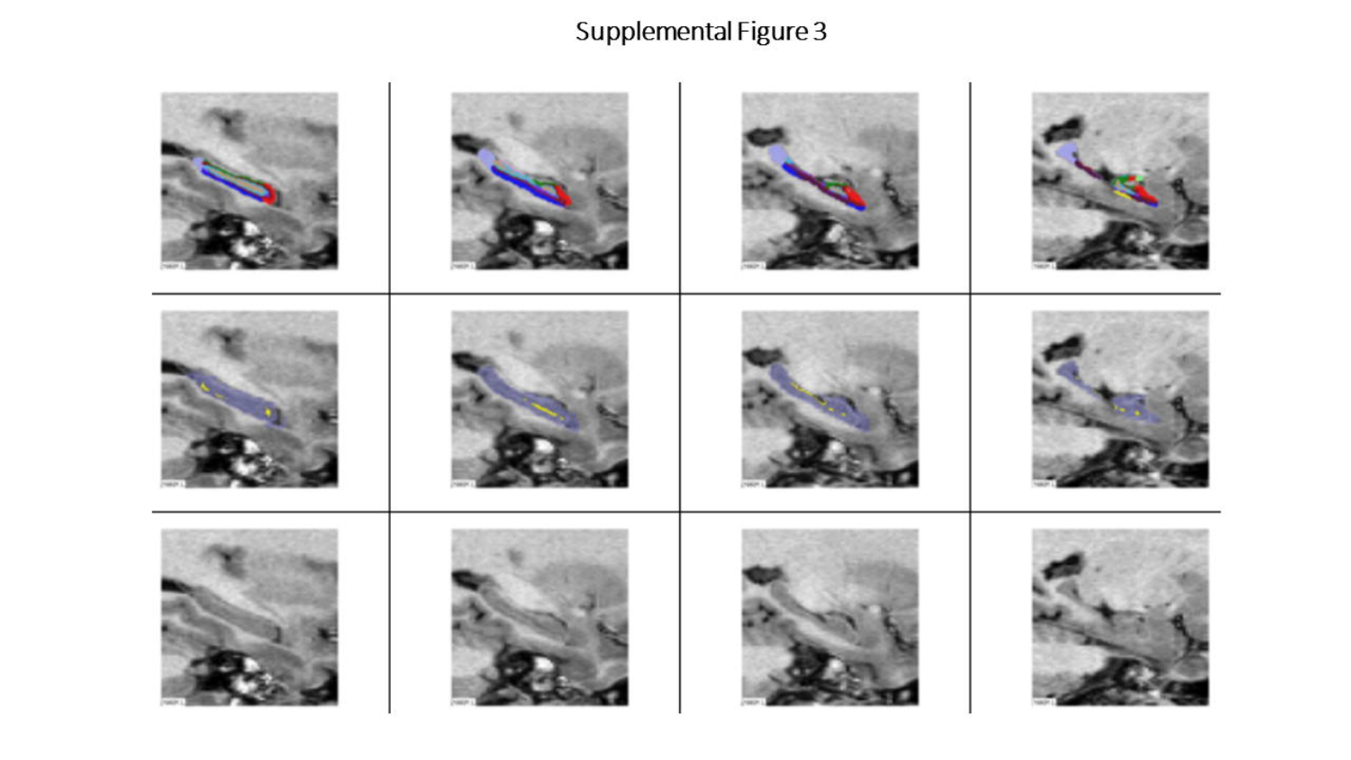Supplemental Figure 3